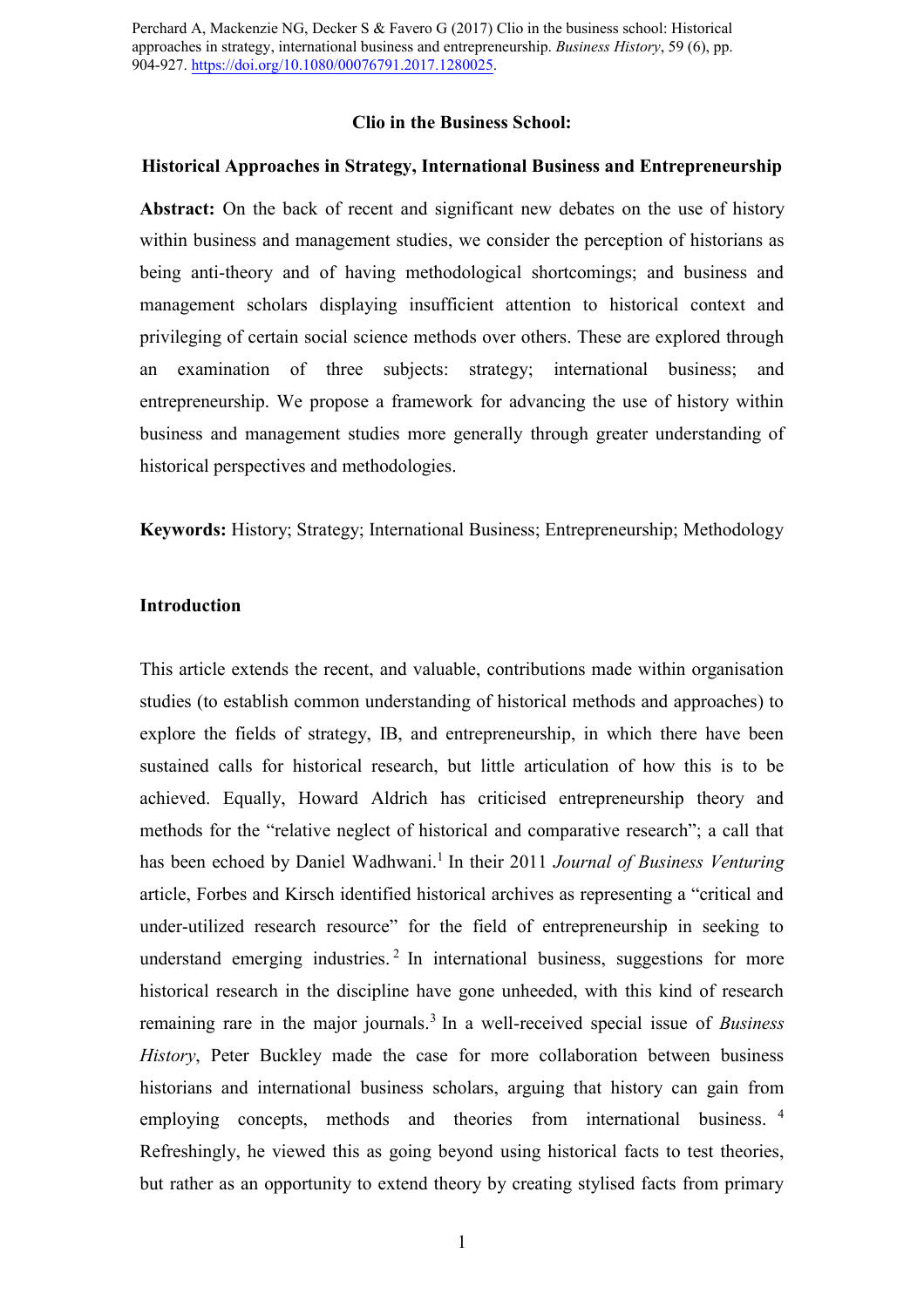Perchard A, Mackenzie NG, Decker S & Favero G (2017) Clio in the business school: Historical approaches in strategy, international business and entrepreneurship. *Business History*, 59 (6), pp. 904-927. https://doi.org/10.1080/00076791.2017.1280025.

# Clio in the Business School:

## Historical Approaches in Strategy, International Business and Entrepreneurship

**Abstract:** On the back of recent and significant new debates on the use of history within business and management studies, we consider the perception of historians as being anti-theory and of having methodological shortcomings; and business and management scholars displaying insufficient attention to historical context and privileging of certain social science methods over others. These are explored through an examination of three subjects: strategy; international business; and entrepreneurship. We propose a framework for advancing the use of history within business and management studies more generally through greater understanding of historical perspectives and methodologies.

**Keywords:** History; Strategy; International Business; Entrepreneurship; Methodology

### Introduction

This article extends the recent, and valuable, contributions made within organisation studies (to establish common understanding of historical methods and approaches) to explore the fields of strategy, IB, and entrepreneurship, in which there have been sustained calls for historical research, but little articulation of how this is to be achieved. Equally, Howard Aldrich has criticised entrepreneurship theory and methods for the "relative neglect of historical and comparative research"; a call that has been echoed by Daniel Wadhwani.[1] In their 2011 *Journal of Business Venturing* article, Forbes and Kirsch identified historical archives as representing a "critical and under-utilized research resource" for the field of entrepreneurship in seeking to understand emerging industries.[2] In international business, suggestions for more historical research in the discipline have gone unheeded, with this kind of research remaining rare in the major journals.[3] In a well-received special issue of *Business History*, Peter Buckley made the case for more collaboration between business historians and international business scholars, arguing that history can gain from employing concepts, methods and theories from international business.[4] Refreshingly, he viewed this as going beyond using historical facts to test theories, but rather as an opportunity to extend theory by creating stylised facts from primary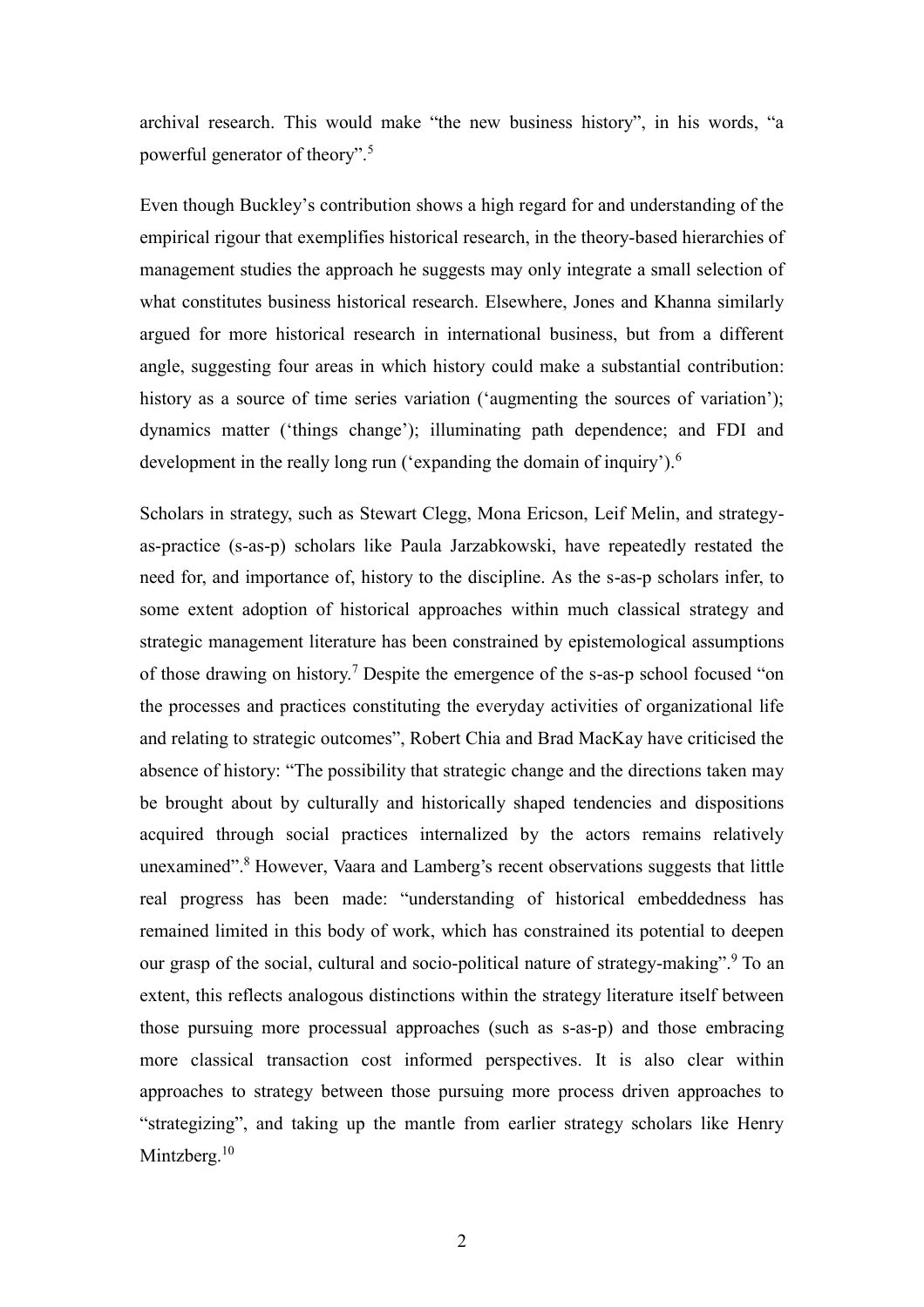archival research. This would make "the new business history", in his words, "a powerful generator of theory".[5]

Even though Buckley's contribution shows a high regard for and understanding of the empirical rigour that exemplifies historical research, in the theory-based hierarchies of management studies the approach he suggests may only integrate a small selection of what constitutes business historical research. Elsewhere, Jones and Khanna similarly argued for more historical research in international business, but from a different angle, suggesting four areas in which history could make a substantial contribution: history as a source of time series variation ('augmenting the sources of variation'); dynamics matter ('things change'); illuminating path dependence; and FDI and development in the really long run ('expanding the domain of inquiry').[6]

Scholars in strategy, such as Stewart Clegg, Mona Ericson, Leif Melin, and strategy-as-practice (s-as-p) scholars like Paula Jarzabkowski, have repeatedly restated the need for, and importance of, history to the discipline. As the s-as-p scholars infer, to some extent adoption of historical approaches within much classical strategy and strategic management literature has been constrained by epistemological assumptions of those drawing on history.[7] Despite the emergence of the s-as-p school focused "on the processes and practices constituting the everyday activities of organizational life and relating to strategic outcomes", Robert Chia and Brad MacKay have criticised the absence of history: "The possibility that strategic change and the directions taken may be brought about by culturally and historically shaped tendencies and dispositions acquired through social practices internalized by the actors remains relatively unexamined".[8] However, Vaara and Lamberg's recent observations suggests that little real progress has been made: "understanding of historical embeddedness has remained limited in this body of work, which has constrained its potential to deepen our grasp of the social, cultural and socio-political nature of strategy-making".[9] To an extent, this reflects analogous distinctions within the strategy literature itself between those pursuing more processual approaches (such as s-as-p) and those embracing more classical transaction cost informed perspectives. It is also clear within approaches to strategy between those pursuing more process driven approaches to "strategizing", and taking up the mantle from earlier strategy scholars like Henry Mintzberg.[10]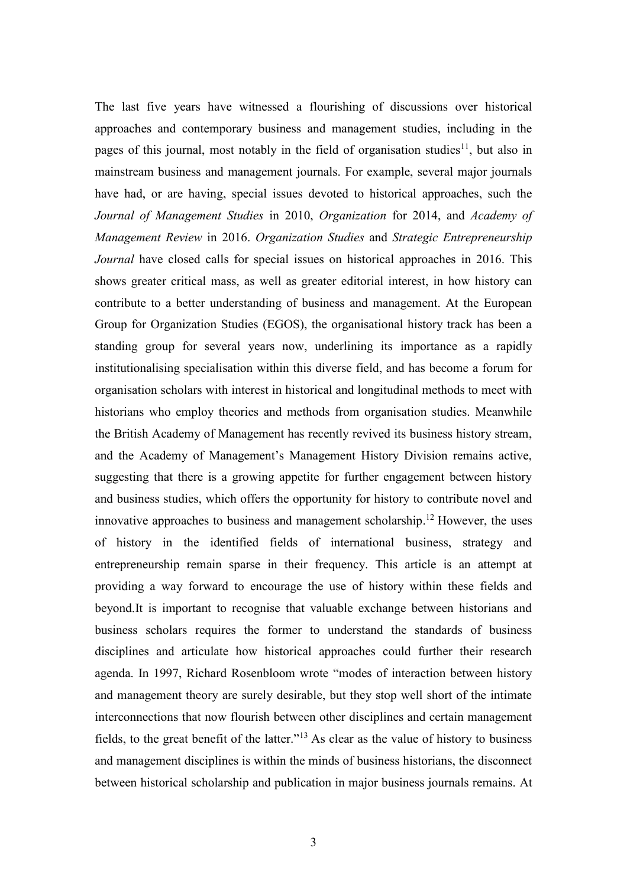The last five years have witnessed a flourishing of discussions over historical approaches and contemporary business and management studies, including in the pages of this journal, most notably in the field of organisation studies[11], but also in mainstream business and management journals. For example, several major journals have had, or are having, special issues devoted to historical approaches, such the *Journal of Management Studies* in 2010, *Organization* for 2014, and *Academy of Management Review* in 2016. *Organization Studies* and *Strategic Entrepreneurship Journal* have closed calls for special issues on historical approaches in 2016. This shows greater critical mass, as well as greater editorial interest, in how history can contribute to a better understanding of business and management. At the European Group for Organization Studies (EGOS), the organisational history track has been a standing group for several years now, underlining its importance as a rapidly institutionalising specialisation within this diverse field, and has become a forum for organisation scholars with interest in historical and longitudinal methods to meet with historians who employ theories and methods from organisation studies. Meanwhile the British Academy of Management has recently revived its business history stream, and the Academy of Management's Management History Division remains active, suggesting that there is a growing appetite for further engagement between history and business studies, which offers the opportunity for history to contribute novel and innovative approaches to business and management scholarship.[12] However, the uses of history in the identified fields of international business, strategy and entrepreneurship remain sparse in their frequency. This article is an attempt at providing a way forward to encourage the use of history within these fields and beyond.It is important to recognise that valuable exchange between historians and business scholars requires the former to understand the standards of business disciplines and articulate how historical approaches could further their research agenda. In 1997, Richard Rosenbloom wrote "modes of interaction between history and management theory are surely desirable, but they stop well short of the intimate interconnections that now flourish between other disciplines and certain management fields, to the great benefit of the latter."[13] As clear as the value of history to business and management disciplines is within the minds of business historians, the disconnect between historical scholarship and publication in major business journals remains. At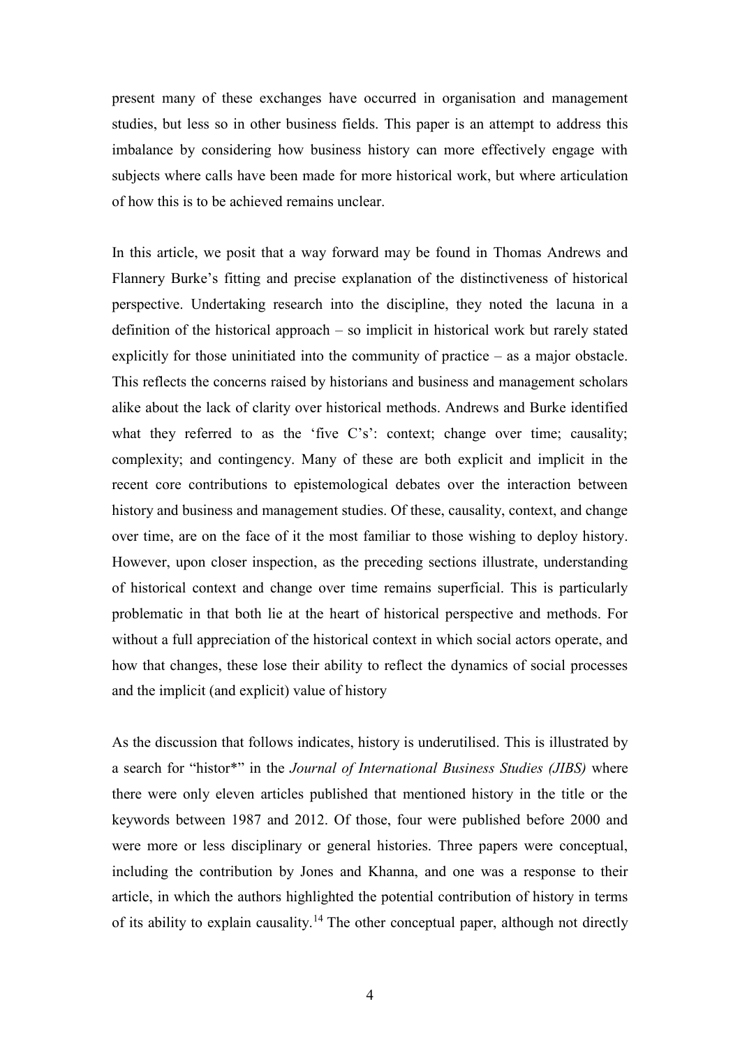present many of these exchanges have occurred in organisation and management studies, but less so in other business fields. This paper is an attempt to address this imbalance by considering how business history can more effectively engage with subjects where calls have been made for more historical work, but where articulation of how this is to be achieved remains unclear.

In this article, we posit that a way forward may be found in Thomas Andrews and Flannery Burke's fitting and precise explanation of the distinctiveness of historical perspective. Undertaking research into the discipline, they noted the lacuna in a definition of the historical approach – so implicit in historical work but rarely stated explicitly for those uninitiated into the community of practice – as a major obstacle. This reflects the concerns raised by historians and business and management scholars alike about the lack of clarity over historical methods. Andrews and Burke identified what they referred to as the 'five C's': context; change over time; causality; complexity; and contingency. Many of these are both explicit and implicit in the recent core contributions to epistemological debates over the interaction between history and business and management studies. Of these, causality, context, and change over time, are on the face of it the most familiar to those wishing to deploy history. However, upon closer inspection, as the preceding sections illustrate, understanding of historical context and change over time remains superficial. This is particularly problematic in that both lie at the heart of historical perspective and methods. For without a full appreciation of the historical context in which social actors operate, and how that changes, these lose their ability to reflect the dynamics of social processes and the implicit (and explicit) value of history

As the discussion that follows indicates, history is underutilised. This is illustrated by a search for "histor*" in the *Journal of International Business Studies (JIBS)* where there were only eleven articles published that mentioned history in the title or the keywords between 1987 and 2012. Of those, four were published before 2000 and were more or less disciplinary or general histories. Three papers were conceptual, including the contribution by Jones and Khanna, and one was a response to their article, in which the authors highlighted the potential contribution of history in terms of its ability to explain causality.[14] The other conceptual paper, although not directly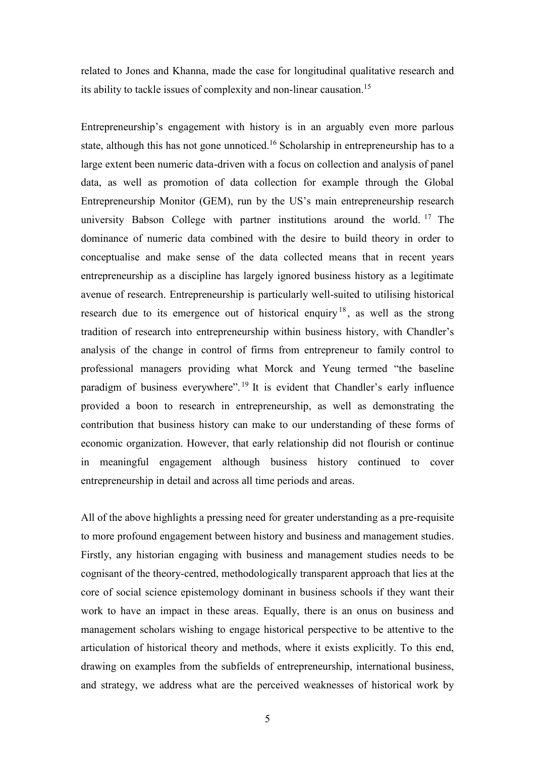related to Jones and Khanna, made the case for longitudinal qualitative research and its ability to tackle issues of complexity and non-linear causation.[15]

Entrepreneurship's engagement with history is in an arguably even more parlous state, although this has not gone unnoticed.[16] Scholarship in entrepreneurship has to a large extent been numeric data-driven with a focus on collection and analysis of panel data, as well as promotion of data collection for example through the Global Entrepreneurship Monitor (GEM), run by the US's main entrepreneurship research university Babson College with partner institutions around the world.[17] The dominance of numeric data combined with the desire to build theory in order to conceptualise and make sense of the data collected means that in recent years entrepreneurship as a discipline has largely ignored business history as a legitimate avenue of research. Entrepreneurship is particularly well-suited to utilising historical research due to its emergence out of historical enquiry[18], as well as the strong tradition of research into entrepreneurship within business history, with Chandler's analysis of the change in control of firms from entrepreneur to family control to professional managers providing what Morck and Yeung termed "the baseline paradigm of business everywhere".[19] It is evident that Chandler's early influence provided a boon to research in entrepreneurship, as well as demonstrating the contribution that business history can make to our understanding of these forms of economic organization. However, that early relationship did not flourish or continue in meaningful engagement although business history continued to cover entrepreneurship in detail and across all time periods and areas.

All of the above highlights a pressing need for greater understanding as a pre-requisite to more profound engagement between history and business and management studies. Firstly, any historian engaging with business and management studies needs to be cognisant of the theory-centred, methodologically transparent approach that lies at the core of social science epistemology dominant in business schools if they want their work to have an impact in these areas. Equally, there is an onus on business and management scholars wishing to engage historical perspective to be attentive to the articulation of historical theory and methods, where it exists explicitly. To this end, drawing on examples from the subfields of entrepreneurship, international business, and strategy, we address what are the perceived weaknesses of historical work by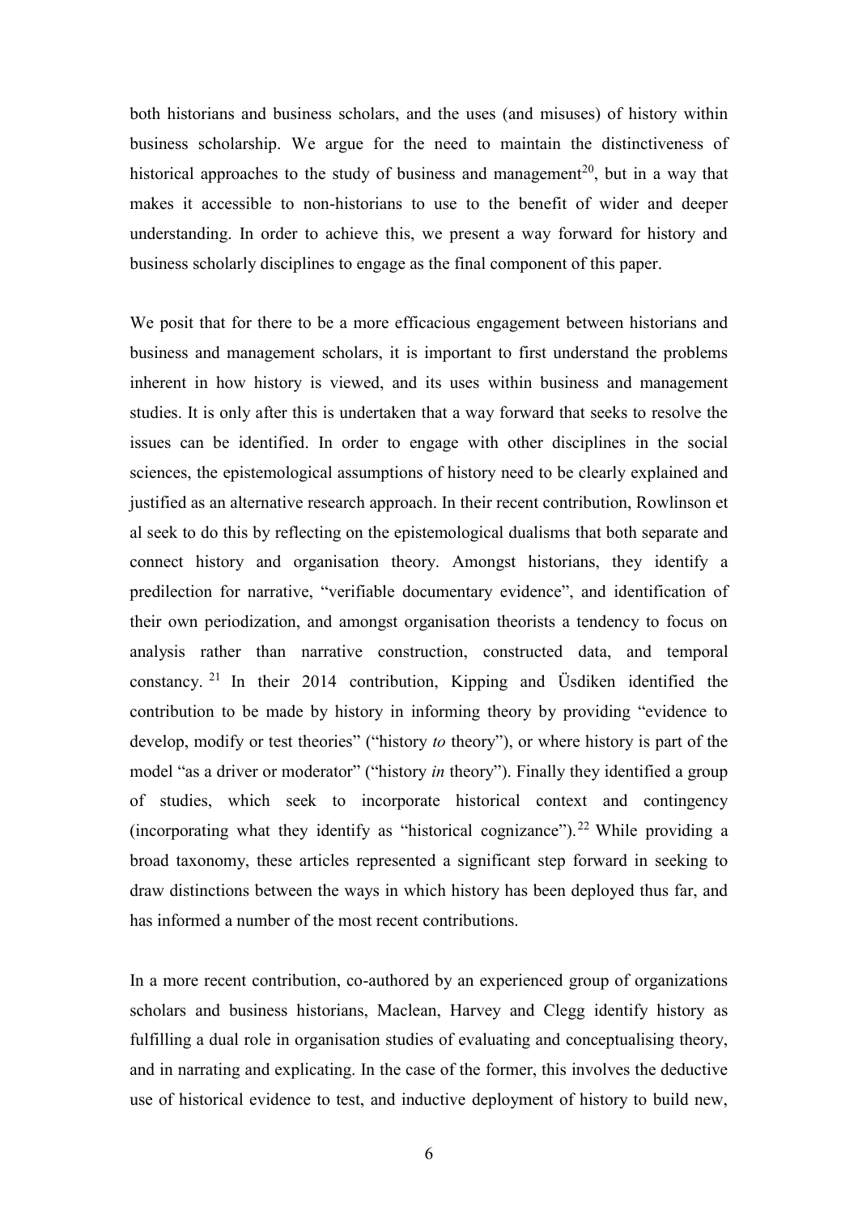both historians and business scholars, and the uses (and misuses) of history within business scholarship. We argue for the need to maintain the distinctiveness of historical approaches to the study of business and management[20], but in a way that makes it accessible to non-historians to use to the benefit of wider and deeper understanding. In order to achieve this, we present a way forward for history and business scholarly disciplines to engage as the final component of this paper.

We posit that for there to be a more efficacious engagement between historians and business and management scholars, it is important to first understand the problems inherent in how history is viewed, and its uses within business and management studies. It is only after this is undertaken that a way forward that seeks to resolve the issues can be identified. In order to engage with other disciplines in the social sciences, the epistemological assumptions of history need to be clearly explained and justified as an alternative research approach. In their recent contribution, Rowlinson et al seek to do this by reflecting on the epistemological dualisms that both separate and connect history and organisation theory. Amongst historians, they identify a predilection for narrative, "verifiable documentary evidence", and identification of their own periodization, and amongst organisation theorists a tendency to focus on analysis rather than narrative construction, constructed data, and temporal constancy.[21] In their 2014 contribution, Kipping and Üsdiken identified the contribution to be made by history in informing theory by providing "evidence to develop, modify or test theories" ("history *to* theory"), or where history is part of the model "as a driver or moderator" ("history *in* theory"). Finally they identified a group of studies, which seek to incorporate historical context and contingency (incorporating what they identify as "historical cognizance").[22] While providing a broad taxonomy, these articles represented a significant step forward in seeking to draw distinctions between the ways in which history has been deployed thus far, and has informed a number of the most recent contributions.

In a more recent contribution, co-authored by an experienced group of organizations scholars and business historians, Maclean, Harvey and Clegg identify history as fulfilling a dual role in organisation studies of evaluating and conceptualising theory, and in narrating and explicating. In the case of the former, this involves the deductive use of historical evidence to test, and inductive deployment of history to build new,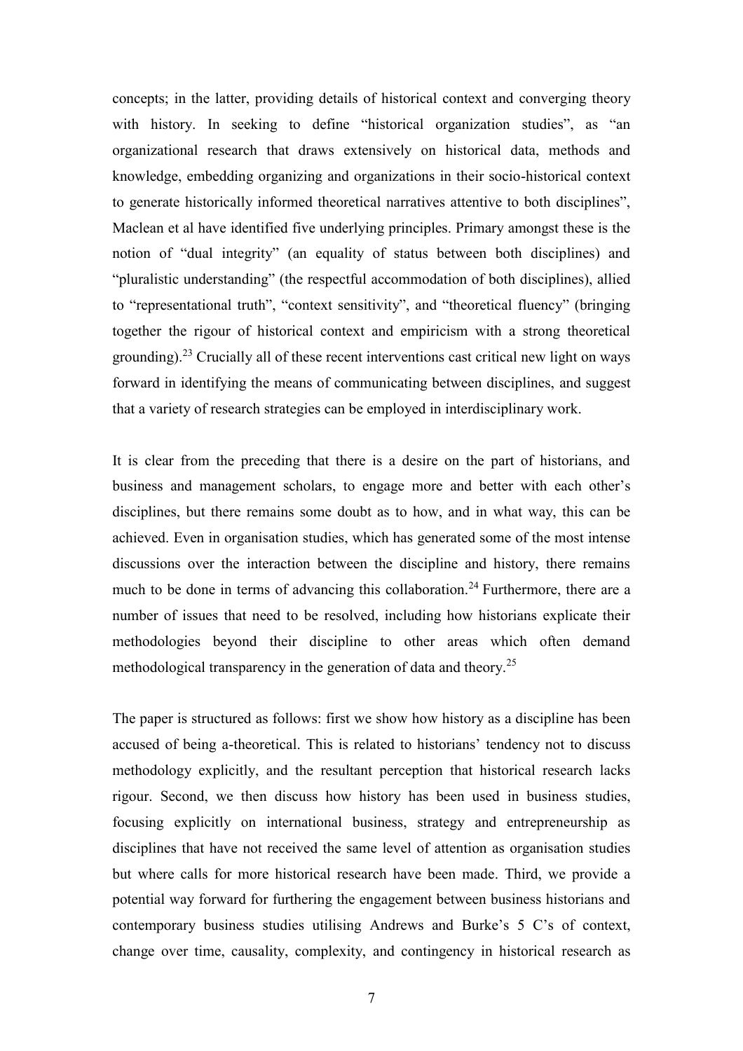concepts; in the latter, providing details of historical context and converging theory with history. In seeking to define "historical organization studies", as "an organizational research that draws extensively on historical data, methods and knowledge, embedding organizing and organizations in their socio-historical context to generate historically informed theoretical narratives attentive to both disciplines", Maclean et al have identified five underlying principles. Primary amongst these is the notion of "dual integrity" (an equality of status between both disciplines) and "pluralistic understanding" (the respectful accommodation of both disciplines), allied to "representational truth", "context sensitivity", and "theoretical fluency" (bringing together the rigour of historical context and empiricism with a strong theoretical grounding).[23] Crucially all of these recent interventions cast critical new light on ways forward in identifying the means of communicating between disciplines, and suggest that a variety of research strategies can be employed in interdisciplinary work.

It is clear from the preceding that there is a desire on the part of historians, and business and management scholars, to engage more and better with each other's disciplines, but there remains some doubt as to how, and in what way, this can be achieved. Even in organisation studies, which has generated some of the most intense discussions over the interaction between the discipline and history, there remains much to be done in terms of advancing this collaboration.[24] Furthermore, there are a number of issues that need to be resolved, including how historians explicate their methodologies beyond their discipline to other areas which often demand methodological transparency in the generation of data and theory.[25]

The paper is structured as follows: first we show how history as a discipline has been accused of being a-theoretical. This is related to historians' tendency not to discuss methodology explicitly, and the resultant perception that historical research lacks rigour. Second, we then discuss how history has been used in business studies, focusing explicitly on international business, strategy and entrepreneurship as disciplines that have not received the same level of attention as organisation studies but where calls for more historical research have been made. Third, we provide a potential way forward for furthering the engagement between business historians and contemporary business studies utilising Andrews and Burke's 5 C's of context, change over time, causality, complexity, and contingency in historical research as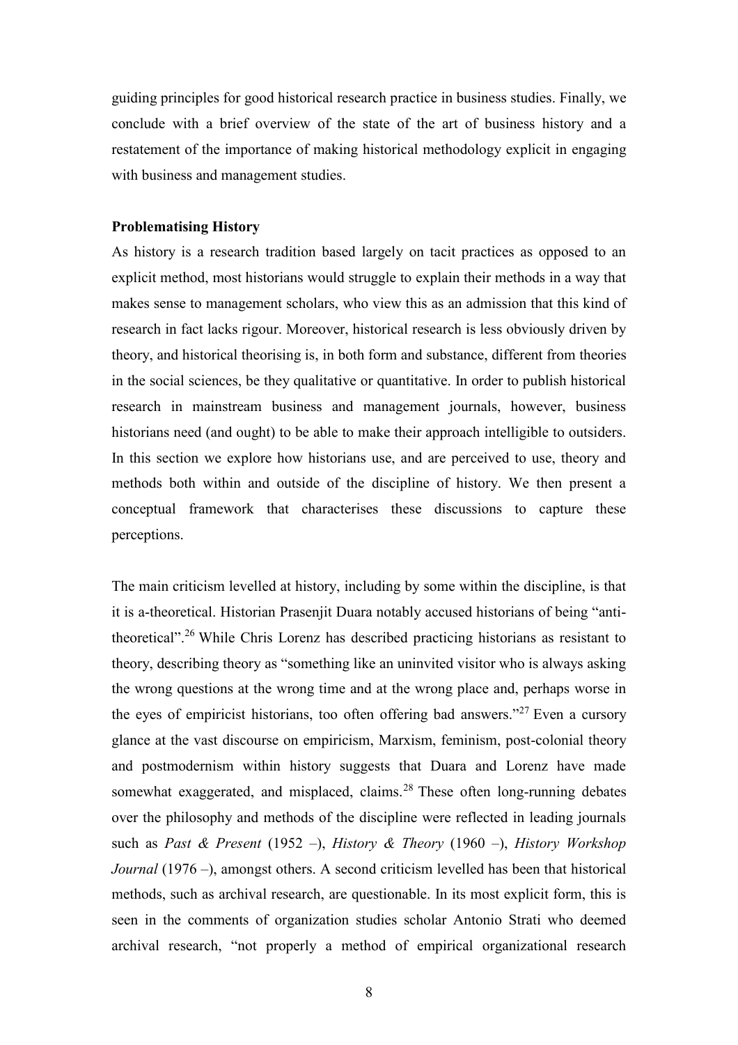guiding principles for good historical research practice in business studies. Finally, we conclude with a brief overview of the state of the art of business history and a restatement of the importance of making historical methodology explicit in engaging with business and management studies.

**Problematising History**

As history is a research tradition based largely on tacit practices as opposed to an explicit method, most historians would struggle to explain their methods in a way that makes sense to management scholars, who view this as an admission that this kind of research in fact lacks rigour. Moreover, historical research is less obviously driven by theory, and historical theorising is, in both form and substance, different from theories in the social sciences, be they qualitative or quantitative. In order to publish historical research in mainstream business and management journals, however, business historians need (and ought) to be able to make their approach intelligible to outsiders. In this section we explore how historians use, and are perceived to use, theory and methods both within and outside of the discipline of history. We then present a conceptual framework that characterises these discussions to capture these perceptions.

The main criticism levelled at history, including by some within the discipline, is that it is a-theoretical. Historian Prasenjit Duara notably accused historians of being "anti-theoretical".[26] While Chris Lorenz has described practicing historians as resistant to theory, describing theory as "something like an uninvited visitor who is always asking the wrong questions at the wrong time and at the wrong place and, perhaps worse in the eyes of empiricist historians, too often offering bad answers."[27] Even a cursory glance at the vast discourse on empiricism, Marxism, feminism, post-colonial theory and postmodernism within history suggests that Duara and Lorenz have made somewhat exaggerated, and misplaced, claims.[28] These often long-running debates over the philosophy and methods of the discipline were reflected in leading journals such as *Past & Present* (1952 –), *History & Theory* (1960 –), *History Workshop Journal* (1976 –), amongst others. A second criticism levelled has been that historical methods, such as archival research, are questionable. In its most explicit form, this is seen in the comments of organization studies scholar Antonio Strati who deemed archival research, "not properly a method of empirical organizational research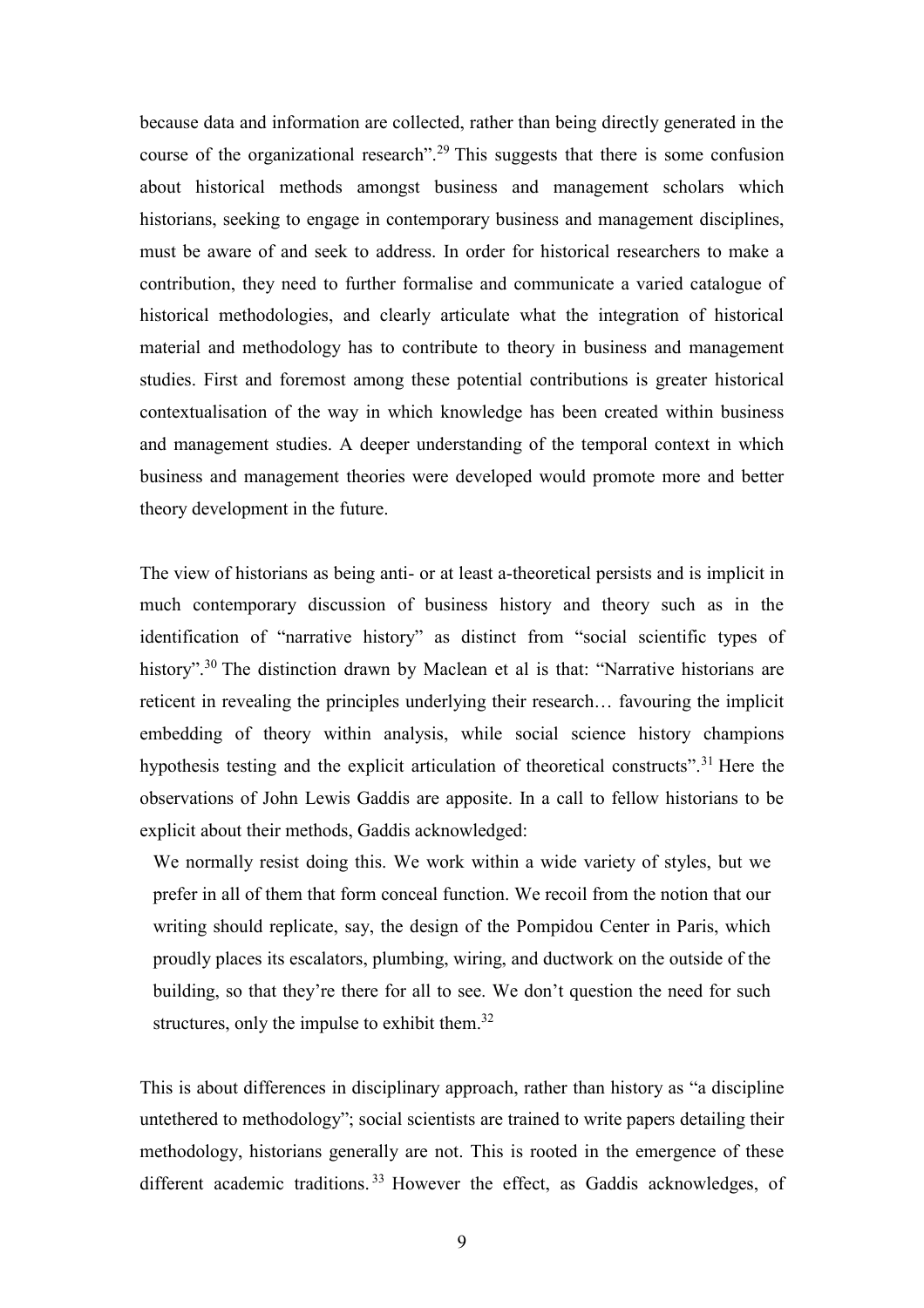because data and information are collected, rather than being directly generated in the course of the organizational research".[29] This suggests that there is some confusion about historical methods amongst business and management scholars which historians, seeking to engage in contemporary business and management disciplines, must be aware of and seek to address. In order for historical researchers to make a contribution, they need to further formalise and communicate a varied catalogue of historical methodologies, and clearly articulate what the integration of historical material and methodology has to contribute to theory in business and management studies. First and foremost among these potential contributions is greater historical contextualisation of the way in which knowledge has been created within business and management studies. A deeper understanding of the temporal context in which business and management theories were developed would promote more and better theory development in the future.

The view of historians as being anti- or at least a-theoretical persists and is implicit in much contemporary discussion of business history and theory such as in the identification of "narrative history" as distinct from "social scientific types of history".[30] The distinction drawn by Maclean et al is that: "Narrative historians are reticent in revealing the principles underlying their research… favouring the implicit embedding of theory within analysis, while social science history champions hypothesis testing and the explicit articulation of theoretical constructs".[31] Here the observations of John Lewis Gaddis are apposite. In a call to fellow historians to be explicit about their methods, Gaddis acknowledged:

> We normally resist doing this. We work within a wide variety of styles, but we prefer in all of them that form conceal function. We recoil from the notion that our writing should replicate, say, the design of the Pompidou Center in Paris, which proudly places its escalators, plumbing, wiring, and ductwork on the outside of the building, so that they're there for all to see. We don't question the need for such structures, only the impulse to exhibit them.[32]

This is about differences in disciplinary approach, rather than history as "a discipline untethered to methodology"; social scientists are trained to write papers detailing their methodology, historians generally are not. This is rooted in the emergence of these different academic traditions.[33] However the effect, as Gaddis acknowledges, of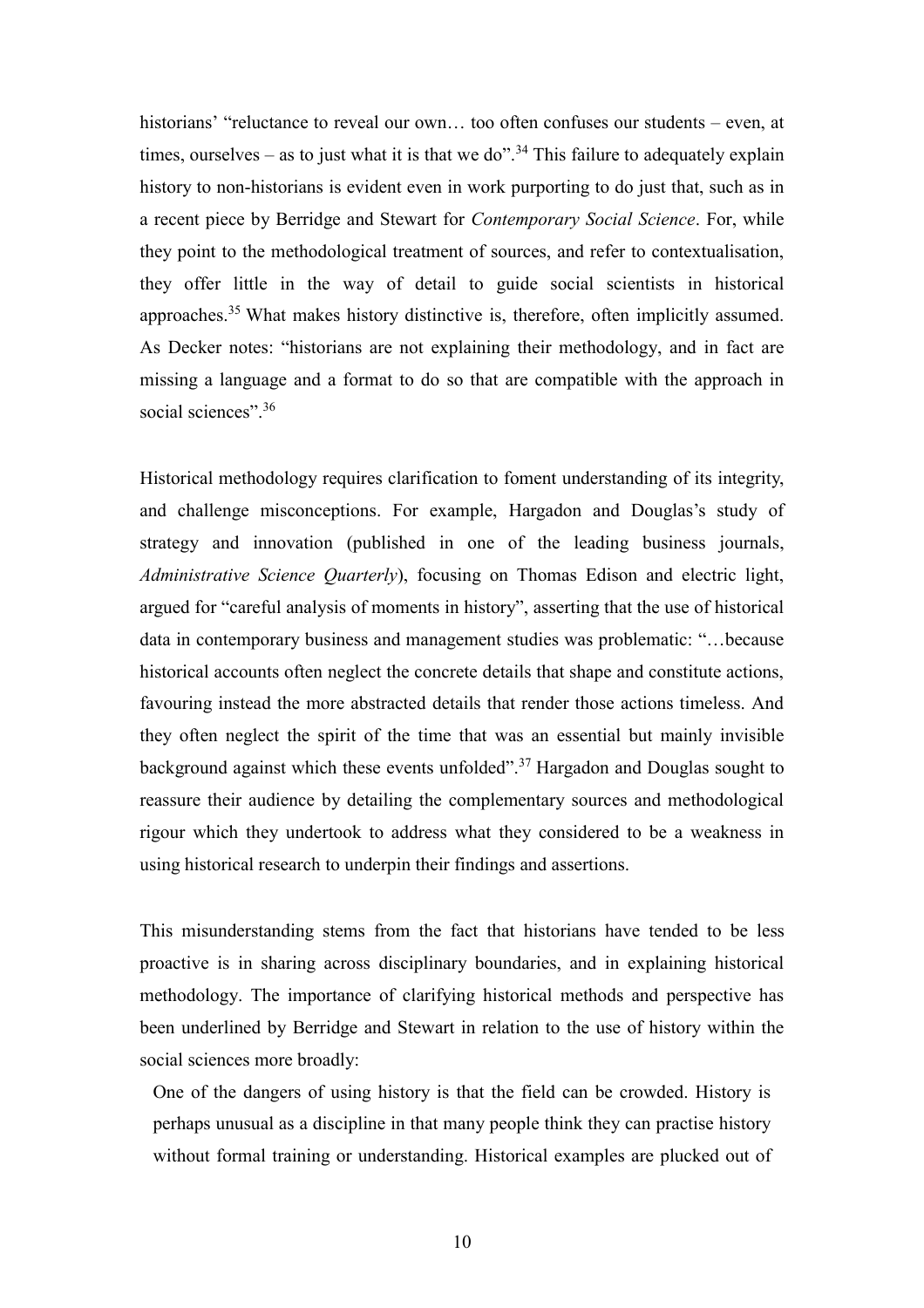historians' "reluctance to reveal our own… too often confuses our students – even, at times, ourselves – as to just what it is that we do".[34] This failure to adequately explain history to non-historians is evident even in work purporting to do just that, such as in a recent piece by Berridge and Stewart for *Contemporary Social Science*. For, while they point to the methodological treatment of sources, and refer to contextualisation, they offer little in the way of detail to guide social scientists in historical approaches.[35] What makes history distinctive is, therefore, often implicitly assumed. As Decker notes: "historians are not explaining their methodology, and in fact are missing a language and a format to do so that are compatible with the approach in social sciences".[36]

Historical methodology requires clarification to foment understanding of its integrity, and challenge misconceptions. For example, Hargadon and Douglas's study of strategy and innovation (published in one of the leading business journals, *Administrative Science Quarterly*), focusing on Thomas Edison and electric light, argued for "careful analysis of moments in history", asserting that the use of historical data in contemporary business and management studies was problematic: "…because historical accounts often neglect the concrete details that shape and constitute actions, favouring instead the more abstracted details that render those actions timeless. And they often neglect the spirit of the time that was an essential but mainly invisible background against which these events unfolded".[37] Hargadon and Douglas sought to reassure their audience by detailing the complementary sources and methodological rigour which they undertook to address what they considered to be a weakness in using historical research to underpin their findings and assertions.

This misunderstanding stems from the fact that historians have tended to be less proactive is in sharing across disciplinary boundaries, and in explaining historical methodology. The importance of clarifying historical methods and perspective has been underlined by Berridge and Stewart in relation to the use of history within the social sciences more broadly:

> One of the dangers of using history is that the field can be crowded. History is perhaps unusual as a discipline in that many people think they can practise history without formal training or understanding. Historical examples are plucked out of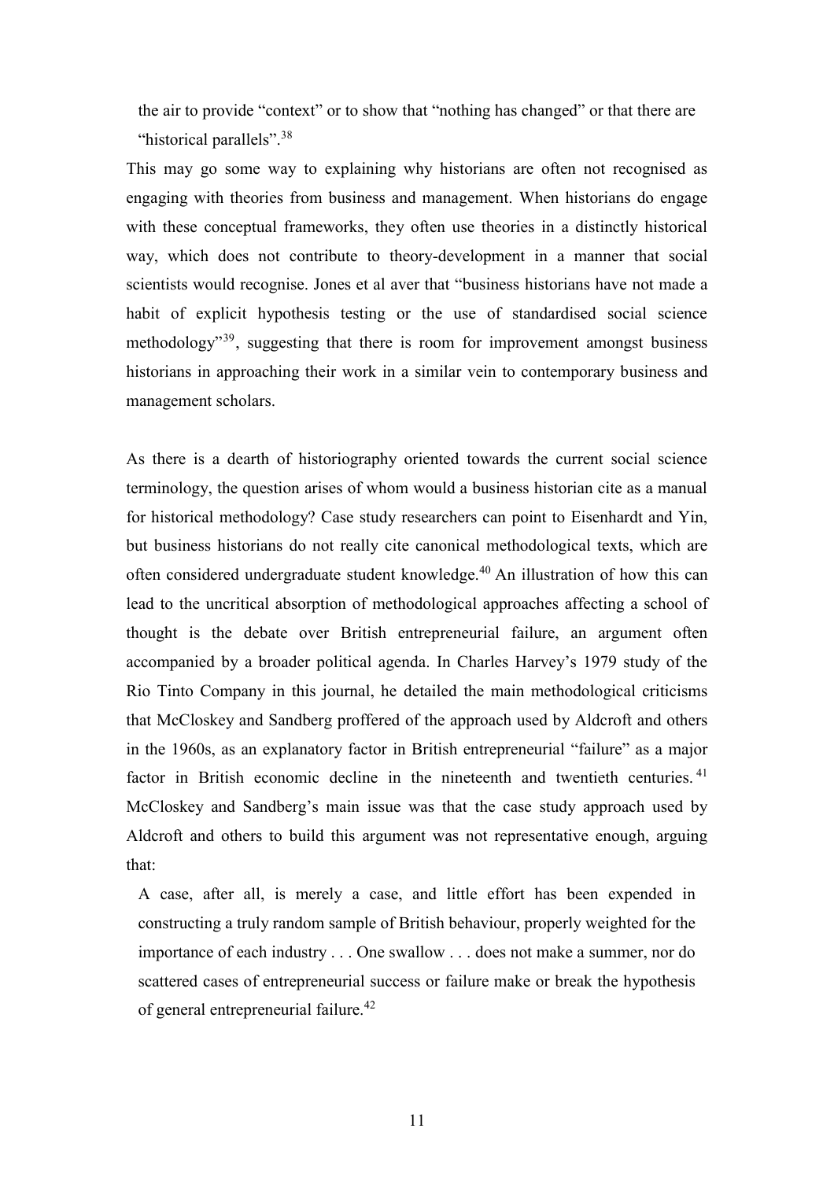> the air to provide "context" or to show that "nothing has changed" or that there are "historical parallels".[38]

This may go some way to explaining why historians are often not recognised as engaging with theories from business and management. When historians do engage with these conceptual frameworks, they often use theories in a distinctly historical way, which does not contribute to theory-development in a manner that social scientists would recognise. Jones et al aver that "business historians have not made a habit of explicit hypothesis testing or the use of standardised social science methodology"[39], suggesting that there is room for improvement amongst business historians in approaching their work in a similar vein to contemporary business and management scholars.

As there is a dearth of historiography oriented towards the current social science terminology, the question arises of whom would a business historian cite as a manual for historical methodology? Case study researchers can point to Eisenhardt and Yin, but business historians do not really cite canonical methodological texts, which are often considered undergraduate student knowledge.[40] An illustration of how this can lead to the uncritical absorption of methodological approaches affecting a school of thought is the debate over British entrepreneurial failure, an argument often accompanied by a broader political agenda. In Charles Harvey's 1979 study of the Rio Tinto Company in this journal, he detailed the main methodological criticisms that McCloskey and Sandberg proffered of the approach used by Aldcroft and others in the 1960s, as an explanatory factor in British entrepreneurial "failure" as a major factor in British economic decline in the nineteenth and twentieth centuries.[41] McCloskey and Sandberg's main issue was that the case study approach used by Aldcroft and others to build this argument was not representative enough, arguing that:

> A case, after all, is merely a case, and little effort has been expended in constructing a truly random sample of British behaviour, properly weighted for the importance of each industry . . . One swallow . . . does not make a summer, nor do scattered cases of entrepreneurial success or failure make or break the hypothesis of general entrepreneurial failure.[42]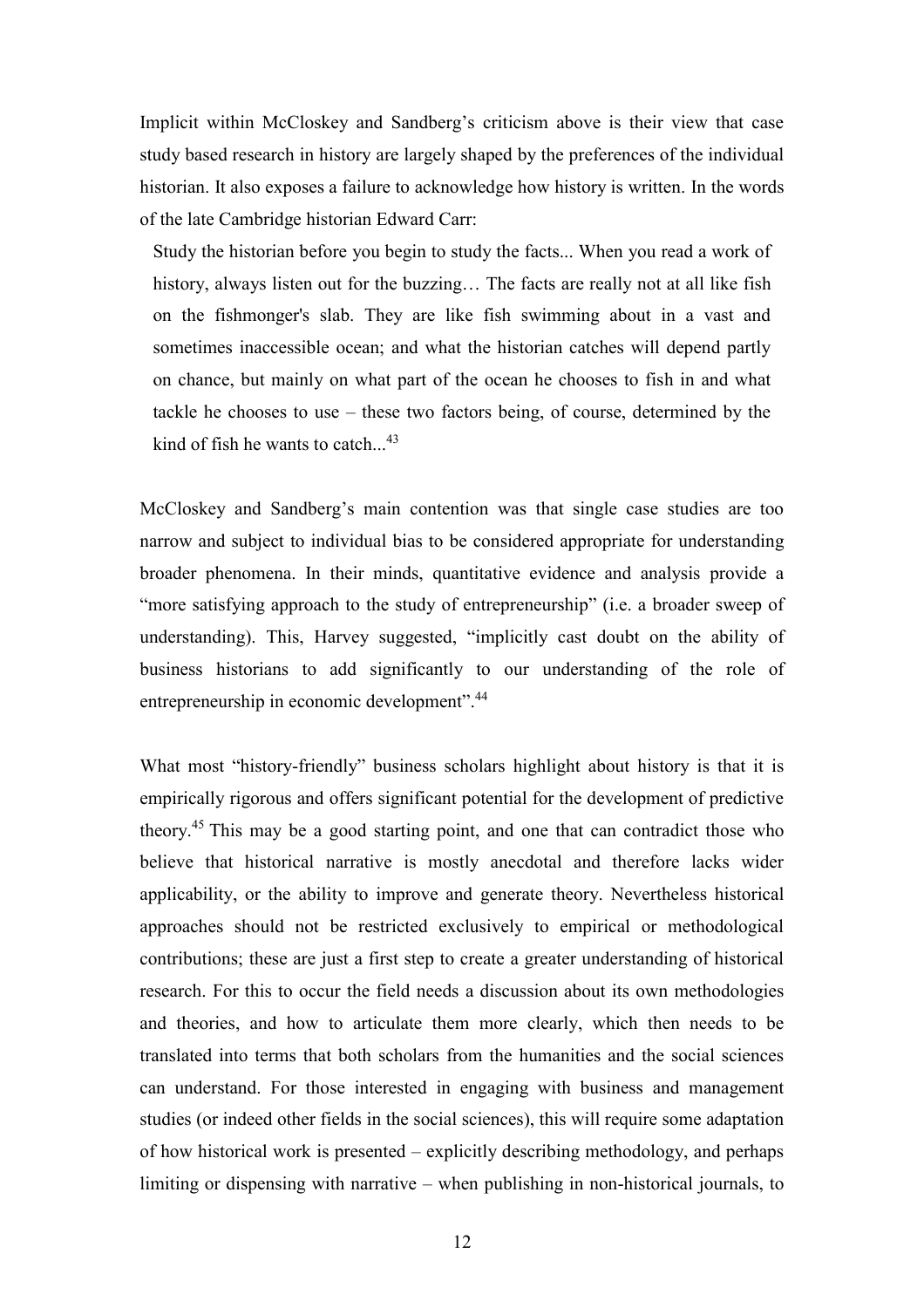Implicit within McCloskey and Sandberg's criticism above is their view that case study based research in history are largely shaped by the preferences of the individual historian. It also exposes a failure to acknowledge how history is written. In the words of the late Cambridge historian Edward Carr:

> Study the historian before you begin to study the facts... When you read a work of history, always listen out for the buzzing… The facts are really not at all like fish on the fishmonger's slab. They are like fish swimming about in a vast and sometimes inaccessible ocean; and what the historian catches will depend partly on chance, but mainly on what part of the ocean he chooses to fish in and what tackle he chooses to use – these two factors being, of course, determined by the kind of fish he wants to catch...[43]

McCloskey and Sandberg's main contention was that single case studies are too narrow and subject to individual bias to be considered appropriate for understanding broader phenomena. In their minds, quantitative evidence and analysis provide a "more satisfying approach to the study of entrepreneurship" (i.e. a broader sweep of understanding). This, Harvey suggested, "implicitly cast doubt on the ability of business historians to add significantly to our understanding of the role of entrepreneurship in economic development".[44]

What most "history-friendly" business scholars highlight about history is that it is empirically rigorous and offers significant potential for the development of predictive theory.[45] This may be a good starting point, and one that can contradict those who believe that historical narrative is mostly anecdotal and therefore lacks wider applicability, or the ability to improve and generate theory. Nevertheless historical approaches should not be restricted exclusively to empirical or methodological contributions; these are just a first step to create a greater understanding of historical research. For this to occur the field needs a discussion about its own methodologies and theories, and how to articulate them more clearly, which then needs to be translated into terms that both scholars from the humanities and the social sciences can understand. For those interested in engaging with business and management studies (or indeed other fields in the social sciences), this will require some adaptation of how historical work is presented – explicitly describing methodology, and perhaps limiting or dispensing with narrative – when publishing in non-historical journals, to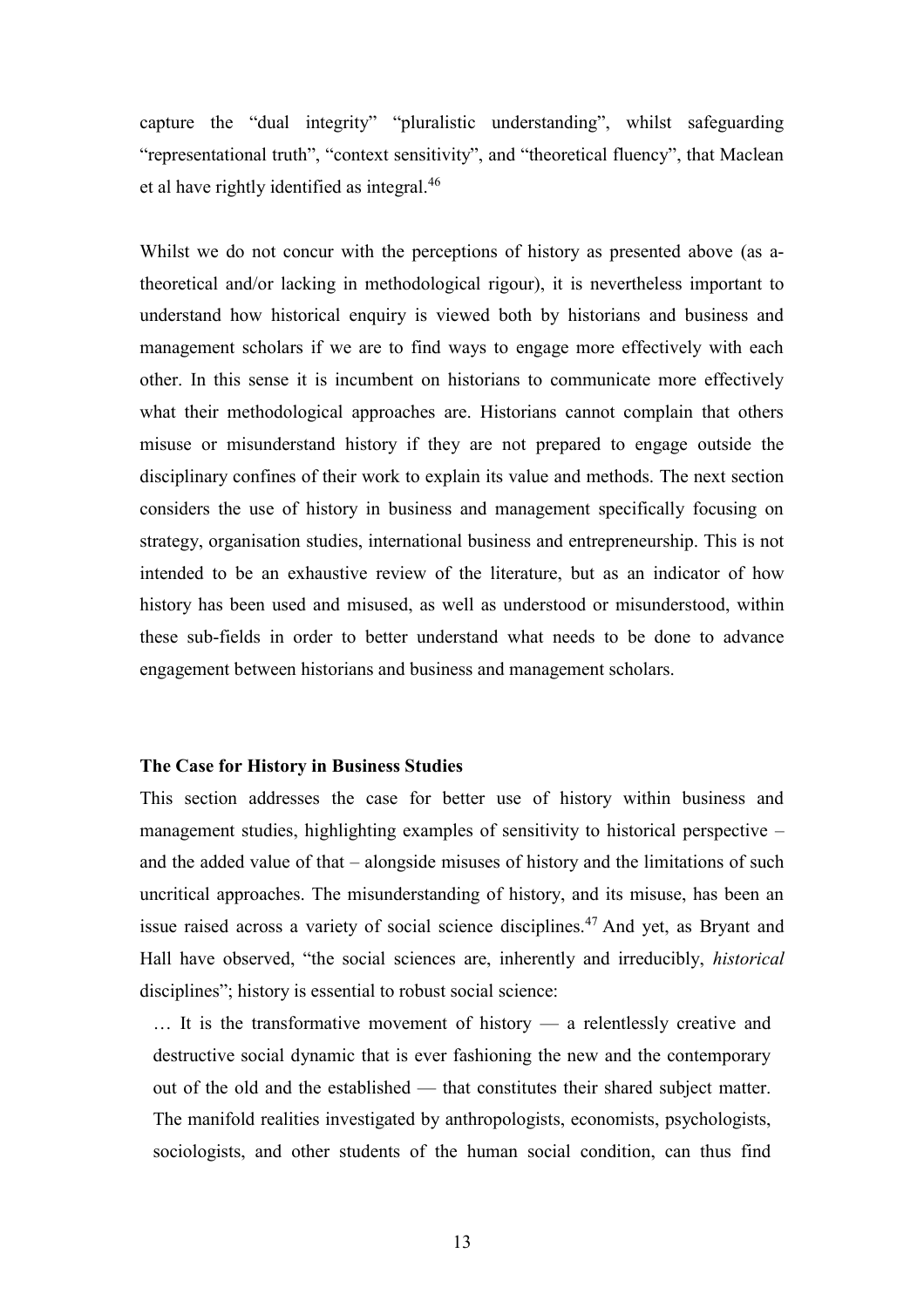capture the "dual integrity" "pluralistic understanding", whilst safeguarding "representational truth", "context sensitivity", and "theoretical fluency", that Maclean et al have rightly identified as integral.[46]

Whilst we do not concur with the perceptions of history as presented above (as a-theoretical and/or lacking in methodological rigour), it is nevertheless important to understand how historical enquiry is viewed both by historians and business and management scholars if we are to find ways to engage more effectively with each other. In this sense it is incumbent on historians to communicate more effectively what their methodological approaches are. Historians cannot complain that others misuse or misunderstand history if they are not prepared to engage outside the disciplinary confines of their work to explain its value and methods. The next section considers the use of history in business and management specifically focusing on strategy, organisation studies, international business and entrepreneurship. This is not intended to be an exhaustive review of the literature, but as an indicator of how history has been used and misused, as well as understood or misunderstood, within these sub-fields in order to better understand what needs to be done to advance engagement between historians and business and management scholars.

**The Case for History in Business Studies**

This section addresses the case for better use of history within business and management studies, highlighting examples of sensitivity to historical perspective – and the added value of that – alongside misuses of history and the limitations of such uncritical approaches. The misunderstanding of history, and its misuse, has been an issue raised across a variety of social science disciplines.[47] And yet, as Bryant and Hall have observed, "the social sciences are, inherently and irreducibly, *historical* disciplines"; history is essential to robust social science:

> … It is the transformative movement of history — a relentlessly creative and destructive social dynamic that is ever fashioning the new and the contemporary out of the old and the established — that constitutes their shared subject matter. The manifold realities investigated by anthropologists, economists, psychologists, sociologists, and other students of the human social condition, can thus find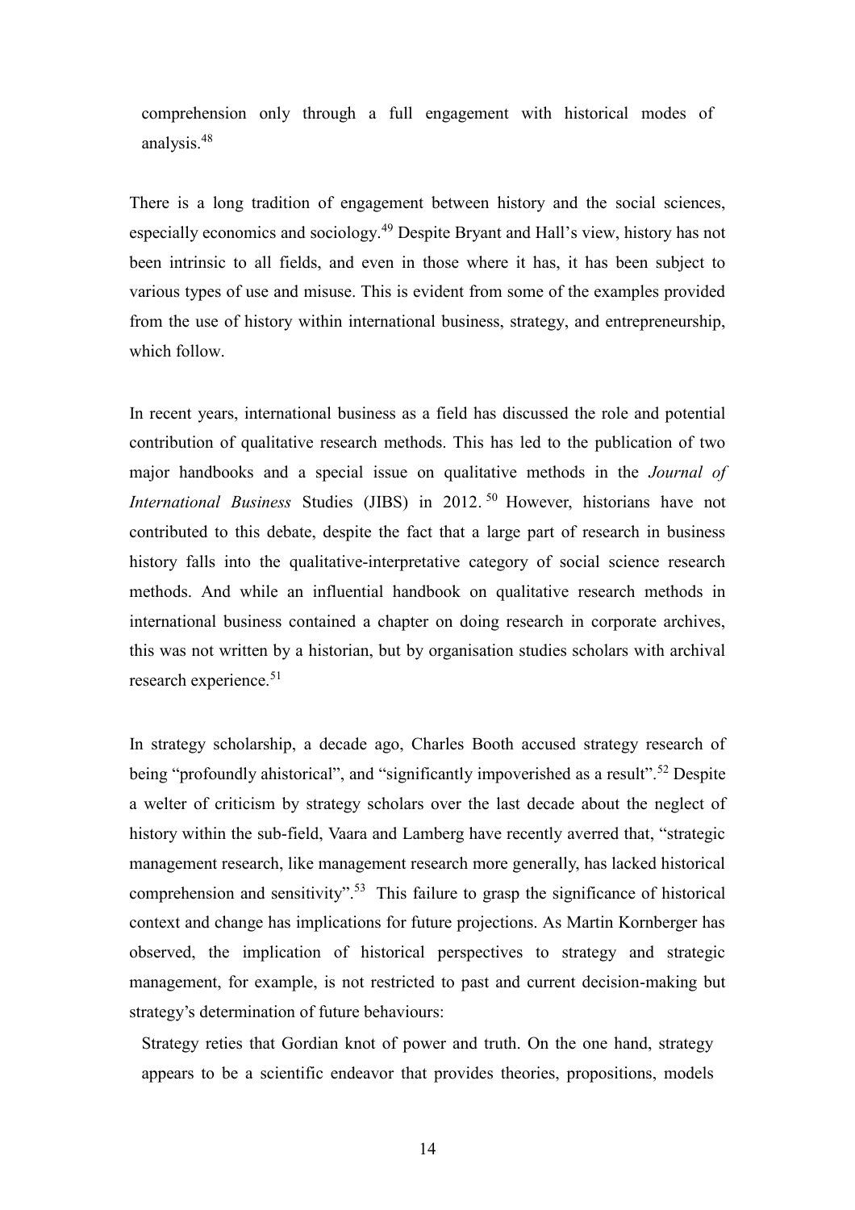comprehension only through a full engagement with historical modes of analysis.[48]

There is a long tradition of engagement between history and the social sciences, especially economics and sociology.[49] Despite Bryant and Hall's view, history has not been intrinsic to all fields, and even in those where it has, it has been subject to various types of use and misuse. This is evident from some of the examples provided from the use of history within international business, strategy, and entrepreneurship, which follow.

In recent years, international business as a field has discussed the role and potential contribution of qualitative research methods. This has led to the publication of two major handbooks and a special issue on qualitative methods in the *Journal of International Business* Studies (JIBS) in 2012.[50] However, historians have not contributed to this debate, despite the fact that a large part of research in business history falls into the qualitative-interpretative category of social science research methods. And while an influential handbook on qualitative research methods in international business contained a chapter on doing research in corporate archives, this was not written by a historian, but by organisation studies scholars with archival research experience.[51]

In strategy scholarship, a decade ago, Charles Booth accused strategy research of being "profoundly ahistorical", and "significantly impoverished as a result".[52] Despite a welter of criticism by strategy scholars over the last decade about the neglect of history within the sub-field, Vaara and Lamberg have recently averred that, "strategic management research, like management research more generally, has lacked historical comprehension and sensitivity".[53] This failure to grasp the significance of historical context and change has implications for future projections. As Martin Kornberger has observed, the implication of historical perspectives to strategy and strategic management, for example, is not restricted to past and current decision-making but strategy's determination of future behaviours:

> Strategy reties that Gordian knot of power and truth. On the one hand, strategy appears to be a scientific endeavor that provides theories, propositions, models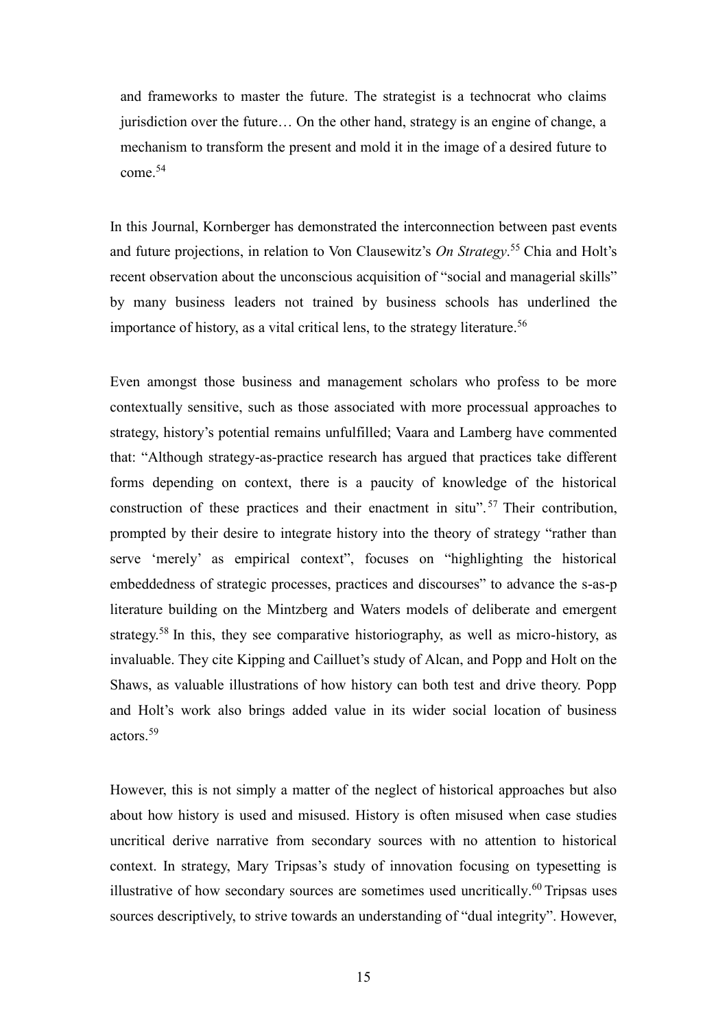> and frameworks to master the future. The strategist is a technocrat who claims jurisdiction over the future… On the other hand, strategy is an engine of change, a mechanism to transform the present and mold it in the image of a desired future to come.[54]

In this Journal, Kornberger has demonstrated the interconnection between past events and future projections, in relation to Von Clausewitz's *On Strategy*.[55] Chia and Holt's recent observation about the unconscious acquisition of "social and managerial skills" by many business leaders not trained by business schools has underlined the importance of history, as a vital critical lens, to the strategy literature.[56]

Even amongst those business and management scholars who profess to be more contextually sensitive, such as those associated with more processual approaches to strategy, history's potential remains unfulfilled; Vaara and Lamberg have commented that: "Although strategy-as-practice research has argued that practices take different forms depending on context, there is a paucity of knowledge of the historical construction of these practices and their enactment in situ".[57] Their contribution, prompted by their desire to integrate history into the theory of strategy "rather than serve 'merely' as empirical context", focuses on "highlighting the historical embeddedness of strategic processes, practices and discourses" to advance the s-as-p literature building on the Mintzberg and Waters models of deliberate and emergent strategy.[58] In this, they see comparative historiography, as well as micro-history, as invaluable. They cite Kipping and Cailluet's study of Alcan, and Popp and Holt on the Shaws, as valuable illustrations of how history can both test and drive theory. Popp and Holt's work also brings added value in its wider social location of business actors.[59]

However, this is not simply a matter of the neglect of historical approaches but also about how history is used and misused. History is often misused when case studies uncritical derive narrative from secondary sources with no attention to historical context. In strategy, Mary Tripsas's study of innovation focusing on typesetting is illustrative of how secondary sources are sometimes used uncritically.[60] Tripsas uses sources descriptively, to strive towards an understanding of "dual integrity". However,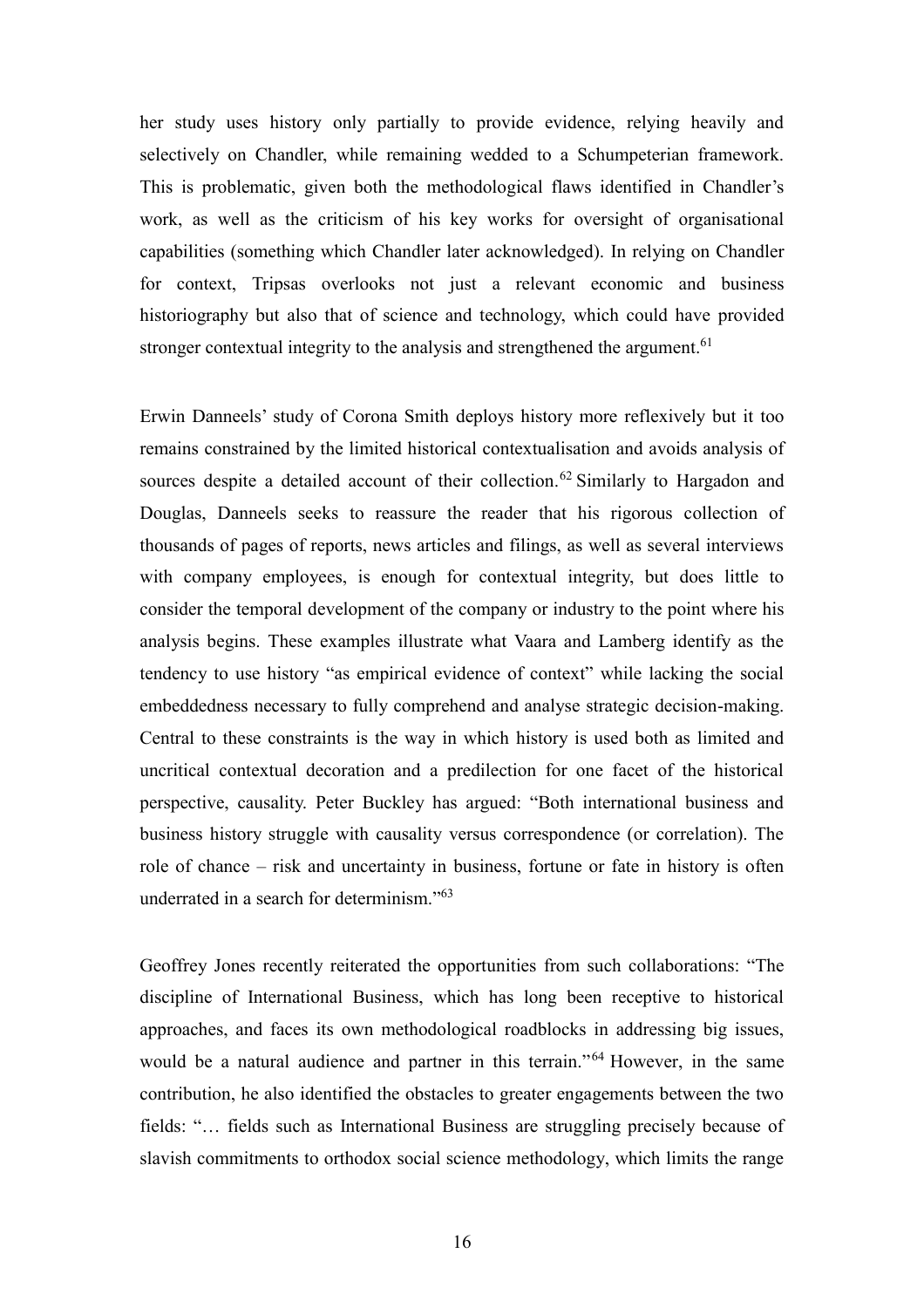her study uses history only partially to provide evidence, relying heavily and selectively on Chandler, while remaining wedded to a Schumpeterian framework. This is problematic, given both the methodological flaws identified in Chandler's work, as well as the criticism of his key works for oversight of organisational capabilities (something which Chandler later acknowledged). In relying on Chandler for context, Tripsas overlooks not just a relevant economic and business historiography but also that of science and technology, which could have provided stronger contextual integrity to the analysis and strengthened the argument.[61]

Erwin Danneels' study of Corona Smith deploys history more reflexively but it too remains constrained by the limited historical contextualisation and avoids analysis of sources despite a detailed account of their collection.[62] Similarly to Hargadon and Douglas, Danneels seeks to reassure the reader that his rigorous collection of thousands of pages of reports, news articles and filings, as well as several interviews with company employees, is enough for contextual integrity, but does little to consider the temporal development of the company or industry to the point where his analysis begins. These examples illustrate what Vaara and Lamberg identify as the tendency to use history "as empirical evidence of context" while lacking the social embeddedness necessary to fully comprehend and analyse strategic decision-making. Central to these constraints is the way in which history is used both as limited and uncritical contextual decoration and a predilection for one facet of the historical perspective, causality. Peter Buckley has argued: "Both international business and business history struggle with causality versus correspondence (or correlation). The role of chance – risk and uncertainty in business, fortune or fate in history is often underrated in a search for determinism."[63]

Geoffrey Jones recently reiterated the opportunities from such collaborations: "The discipline of International Business, which has long been receptive to historical approaches, and faces its own methodological roadblocks in addressing big issues, would be a natural audience and partner in this terrain."[64] However, in the same contribution, he also identified the obstacles to greater engagements between the two fields: "… fields such as International Business are struggling precisely because of slavish commitments to orthodox social science methodology, which limits the range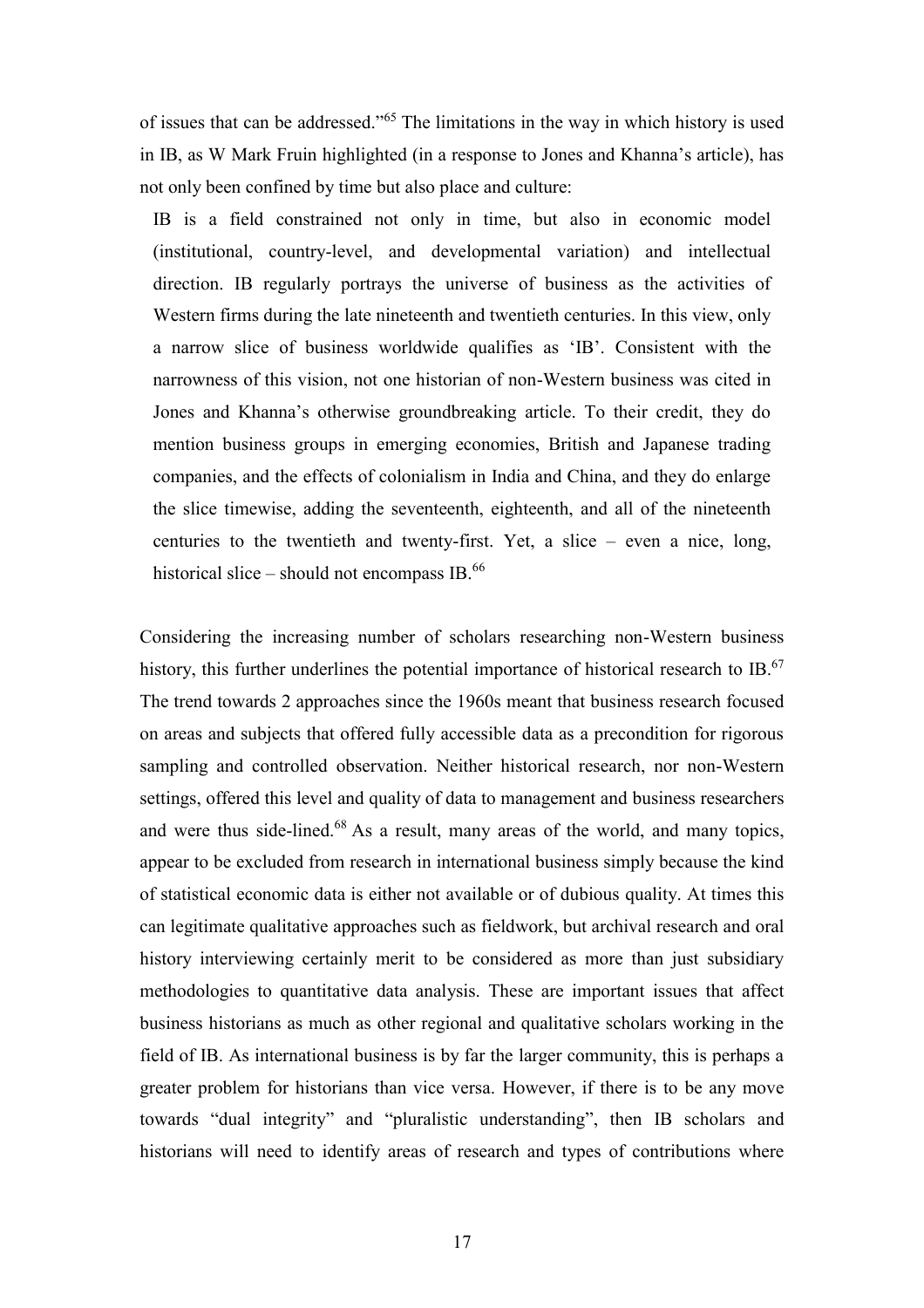of issues that can be addressed."[65] The limitations in the way in which history is used in IB, as W Mark Fruin highlighted (in a response to Jones and Khanna's article), has not only been confined by time but also place and culture:

> IB is a field constrained not only in time, but also in economic model (institutional, country-level, and developmental variation) and intellectual direction. IB regularly portrays the universe of business as the activities of Western firms during the late nineteenth and twentieth centuries. In this view, only a narrow slice of business worldwide qualifies as 'IB'. Consistent with the narrowness of this vision, not one historian of non-Western business was cited in Jones and Khanna's otherwise groundbreaking article. To their credit, they do mention business groups in emerging economies, British and Japanese trading companies, and the effects of colonialism in India and China, and they do enlarge the slice timewise, adding the seventeenth, eighteenth, and all of the nineteenth centuries to the twentieth and twenty-first. Yet, a slice – even a nice, long, historical slice – should not encompass IB.[66]

Considering the increasing number of scholars researching non-Western business history, this further underlines the potential importance of historical research to IB.[67] The trend towards 2 approaches since the 1960s meant that business research focused on areas and subjects that offered fully accessible data as a precondition for rigorous sampling and controlled observation. Neither historical research, nor non-Western settings, offered this level and quality of data to management and business researchers and were thus side-lined.[68] As a result, many areas of the world, and many topics, appear to be excluded from research in international business simply because the kind of statistical economic data is either not available or of dubious quality. At times this can legitimate qualitative approaches such as fieldwork, but archival research and oral history interviewing certainly merit to be considered as more than just subsidiary methodologies to quantitative data analysis. These are important issues that affect business historians as much as other regional and qualitative scholars working in the field of IB. As international business is by far the larger community, this is perhaps a greater problem for historians than vice versa. However, if there is to be any move towards "dual integrity" and "pluralistic understanding", then IB scholars and historians will need to identify areas of research and types of contributions where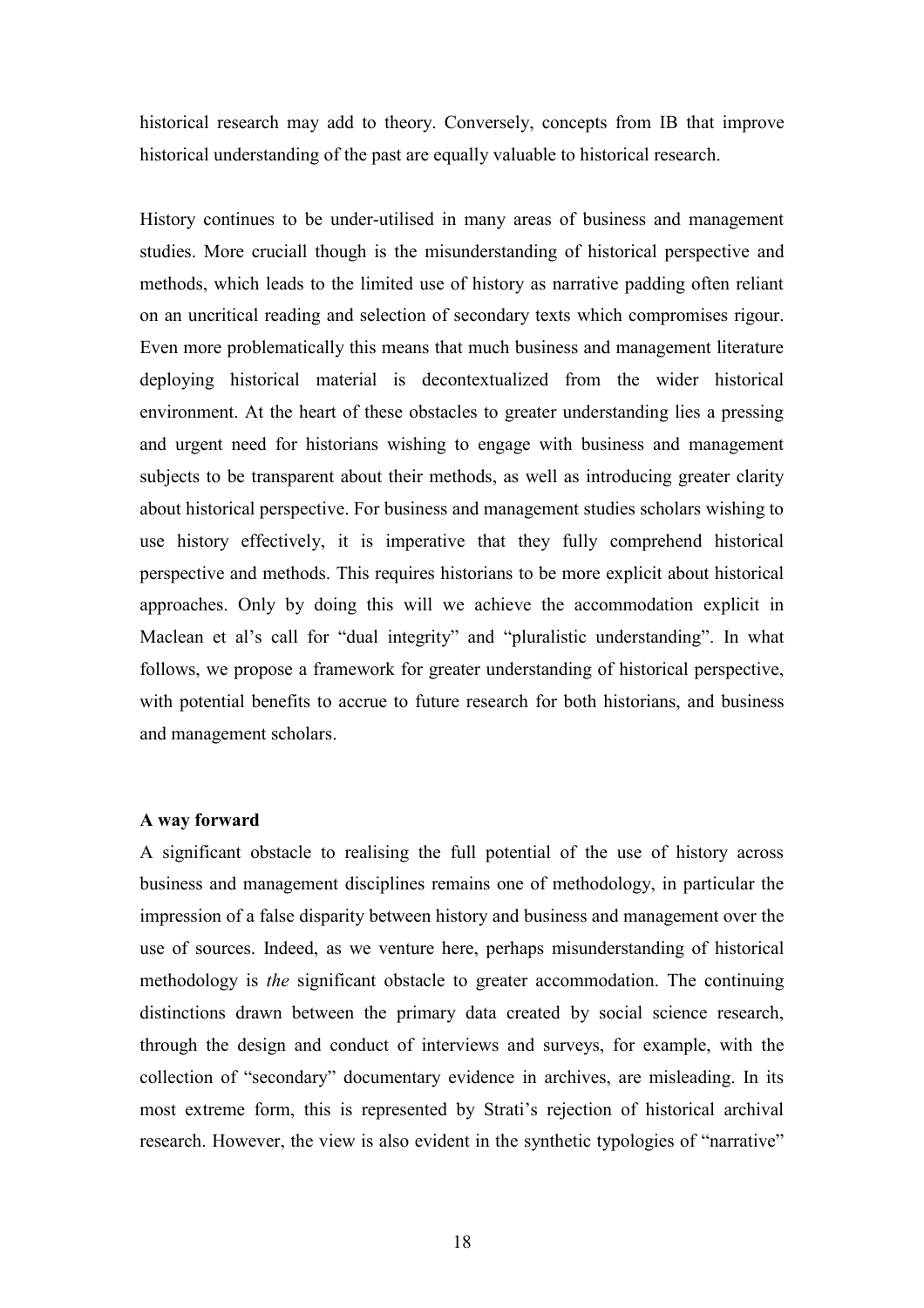historical research may add to theory. Conversely, concepts from IB that improve historical understanding of the past are equally valuable to historical research.

History continues to be under-utilised in many areas of business and management studies. More cruciall though is the misunderstanding of historical perspective and methods, which leads to the limited use of history as narrative padding often reliant on an uncritical reading and selection of secondary texts which compromises rigour. Even more problematically this means that much business and management literature deploying historical material is decontextualized from the wider historical environment. At the heart of these obstacles to greater understanding lies a pressing and urgent need for historians wishing to engage with business and management subjects to be transparent about their methods, as well as introducing greater clarity about historical perspective. For business and management studies scholars wishing to use history effectively, it is imperative that they fully comprehend historical perspective and methods. This requires historians to be more explicit about historical approaches. Only by doing this will we achieve the accommodation explicit in Maclean et al's call for "dual integrity" and "pluralistic understanding". In what follows, we propose a framework for greater understanding of historical perspective, with potential benefits to accrue to future research for both historians, and business and management scholars.

**A way forward**

A significant obstacle to realising the full potential of the use of history across business and management disciplines remains one of methodology, in particular the impression of a false disparity between history and business and management over the use of sources. Indeed, as we venture here, perhaps misunderstanding of historical methodology is *the* significant obstacle to greater accommodation. The continuing distinctions drawn between the primary data created by social science research, through the design and conduct of interviews and surveys, for example, with the collection of "secondary" documentary evidence in archives, are misleading. In its most extreme form, this is represented by Strati's rejection of historical archival research. However, the view is also evident in the synthetic typologies of "narrative"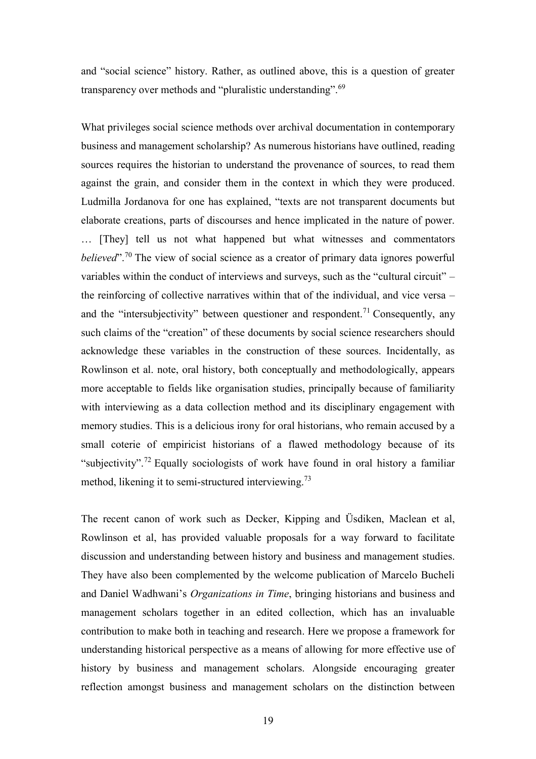and "social science" history. Rather, as outlined above, this is a question of greater transparency over methods and "pluralistic understanding".[69]

What privileges social science methods over archival documentation in contemporary business and management scholarship? As numerous historians have outlined, reading sources requires the historian to understand the provenance of sources, to read them against the grain, and consider them in the context in which they were produced. Ludmilla Jordanova for one has explained, "texts are not transparent documents but elaborate creations, parts of discourses and hence implicated in the nature of power. … [They] tell us not what happened but what witnesses and commentators *believed*".[70] The view of social science as a creator of primary data ignores powerful variables within the conduct of interviews and surveys, such as the "cultural circuit" – the reinforcing of collective narratives within that of the individual, and vice versa – and the "intersubjectivity" between questioner and respondent.[71] Consequently, any such claims of the "creation" of these documents by social science researchers should acknowledge these variables in the construction of these sources. Incidentally, as Rowlinson et al. note, oral history, both conceptually and methodologically, appears more acceptable to fields like organisation studies, principally because of familiarity with interviewing as a data collection method and its disciplinary engagement with memory studies. This is a delicious irony for oral historians, who remain accused by a small coterie of empiricist historians of a flawed methodology because of its "subjectivity".[72] Equally sociologists of work have found in oral history a familiar method, likening it to semi-structured interviewing.[73]

The recent canon of work such as Decker, Kipping and Üsdiken, Maclean et al, Rowlinson et al, has provided valuable proposals for a way forward to facilitate discussion and understanding between history and business and management studies. They have also been complemented by the welcome publication of Marcelo Bucheli and Daniel Wadhwani's *Organizations in Time*, bringing historians and business and management scholars together in an edited collection, which has an invaluable contribution to make both in teaching and research. Here we propose a framework for understanding historical perspective as a means of allowing for more effective use of history by business and management scholars. Alongside encouraging greater reflection amongst business and management scholars on the distinction between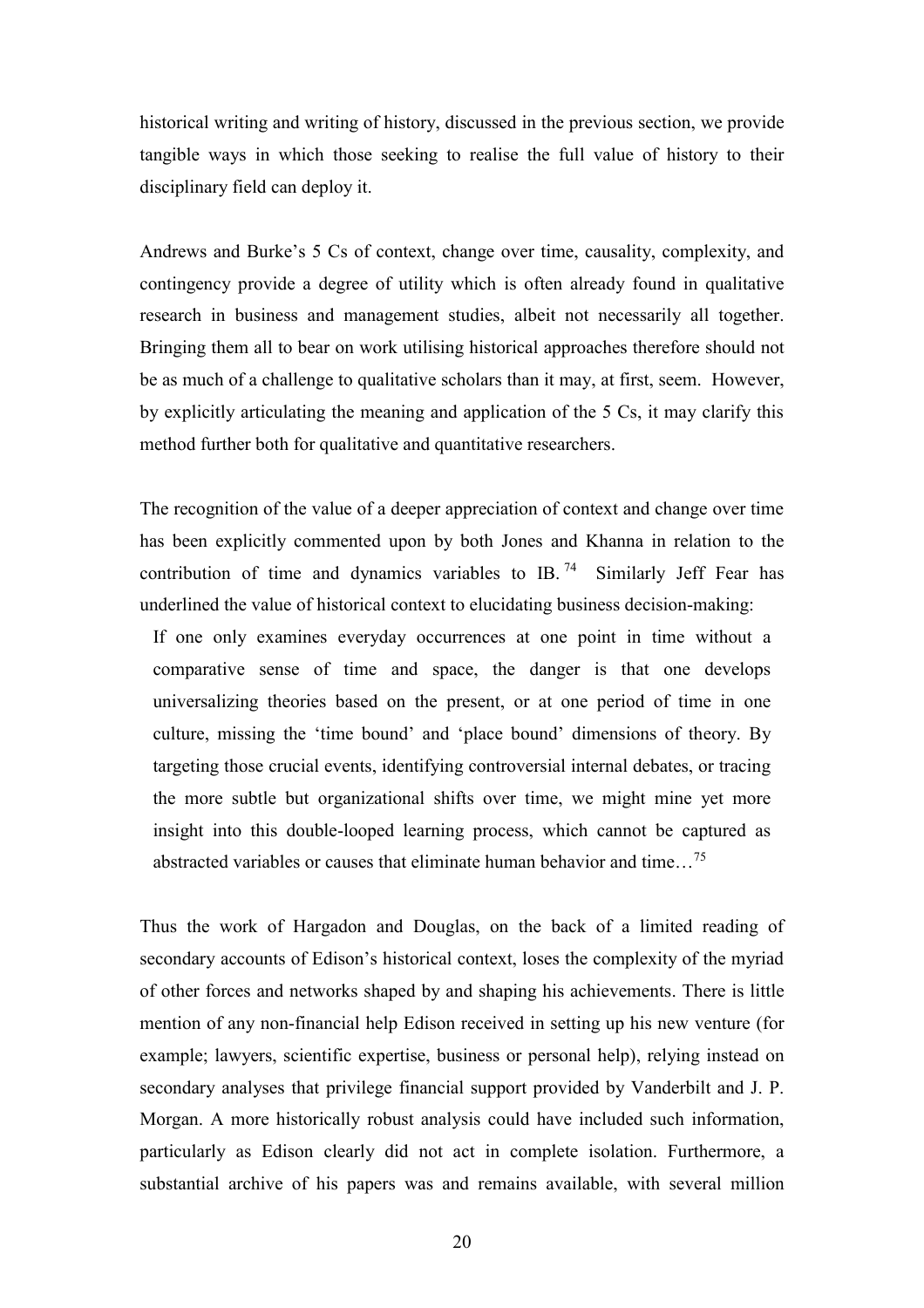historical writing and writing of history, discussed in the previous section, we provide tangible ways in which those seeking to realise the full value of history to their disciplinary field can deploy it.

Andrews and Burke's 5 Cs of context, change over time, causality, complexity, and contingency provide a degree of utility which is often already found in qualitative research in business and management studies, albeit not necessarily all together. Bringing them all to bear on work utilising historical approaches therefore should not be as much of a challenge to qualitative scholars than it may, at first, seem. However, by explicitly articulating the meaning and application of the 5 Cs, it may clarify this method further both for qualitative and quantitative researchers.

The recognition of the value of a deeper appreciation of context and change over time has been explicitly commented upon by both Jones and Khanna in relation to the contribution of time and dynamics variables to IB.[74] Similarly Jeff Fear has underlined the value of historical context to elucidating business decision-making:

> If one only examines everyday occurrences at one point in time without a comparative sense of time and space, the danger is that one develops universalizing theories based on the present, or at one period of time in one culture, missing the 'time bound' and 'place bound' dimensions of theory. By targeting those crucial events, identifying controversial internal debates, or tracing the more subtle but organizational shifts over time, we might mine yet more insight into this double-looped learning process, which cannot be captured as abstracted variables or causes that eliminate human behavior and time…[75]

Thus the work of Hargadon and Douglas, on the back of a limited reading of secondary accounts of Edison's historical context, loses the complexity of the myriad of other forces and networks shaped by and shaping his achievements. There is little mention of any non-financial help Edison received in setting up his new venture (for example; lawyers, scientific expertise, business or personal help), relying instead on secondary analyses that privilege financial support provided by Vanderbilt and J. P. Morgan. A more historically robust analysis could have included such information, particularly as Edison clearly did not act in complete isolation. Furthermore, a substantial archive of his papers was and remains available, with several million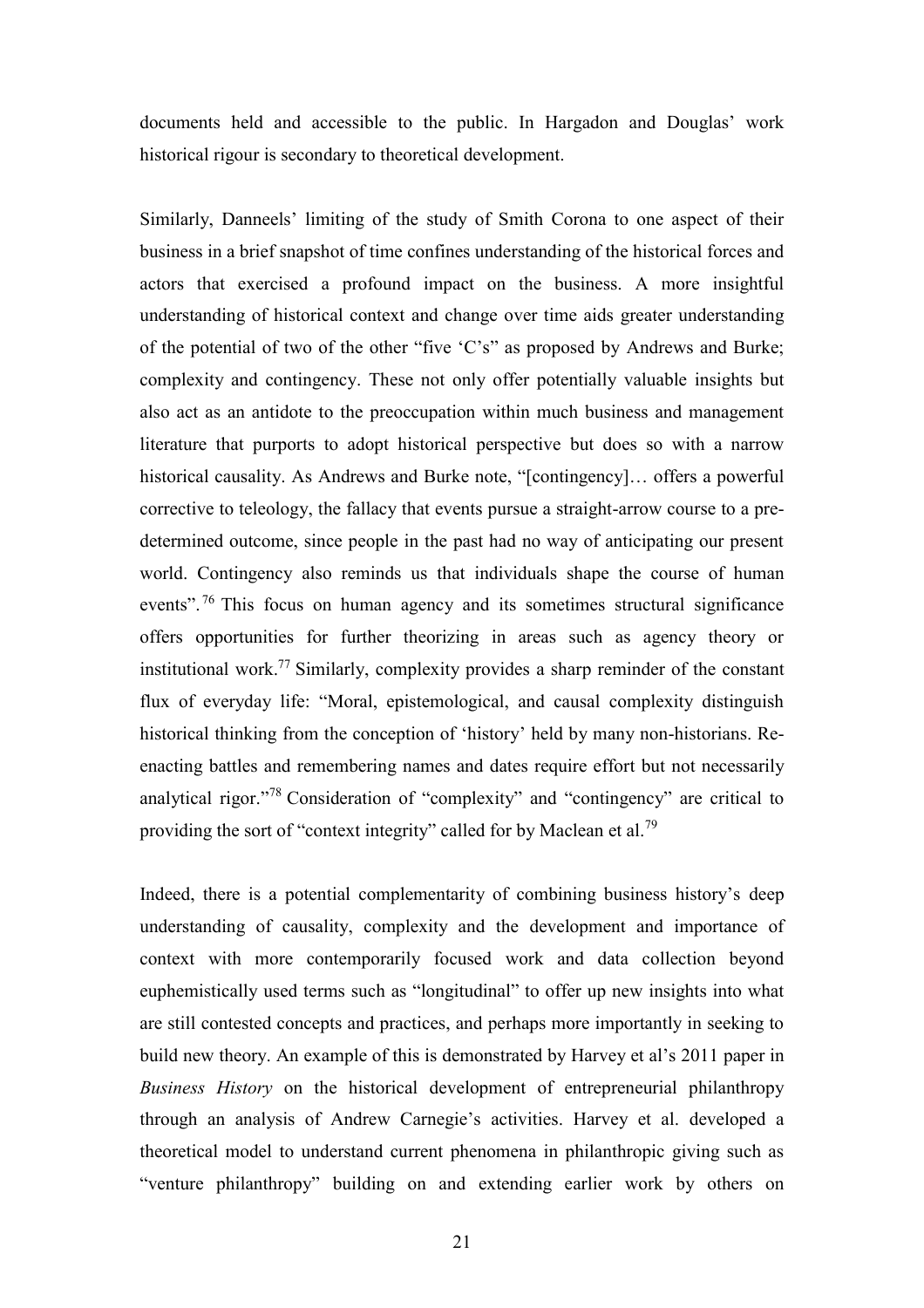documents held and accessible to the public. In Hargadon and Douglas' work historical rigour is secondary to theoretical development.

Similarly, Danneels' limiting of the study of Smith Corona to one aspect of their business in a brief snapshot of time confines understanding of the historical forces and actors that exercised a profound impact on the business. A more insightful understanding of historical context and change over time aids greater understanding of the potential of two of the other "five 'C's" as proposed by Andrews and Burke; complexity and contingency. These not only offer potentially valuable insights but also act as an antidote to the preoccupation within much business and management literature that purports to adopt historical perspective but does so with a narrow historical causality. As Andrews and Burke note, "[contingency]… offers a powerful corrective to teleology, the fallacy that events pursue a straight-arrow course to a pre-determined outcome, since people in the past had no way of anticipating our present world. Contingency also reminds us that individuals shape the course of human events".[76] This focus on human agency and its sometimes structural significance offers opportunities for further theorizing in areas such as agency theory or institutional work.[77] Similarly, complexity provides a sharp reminder of the constant flux of everyday life: "Moral, epistemological, and causal complexity distinguish historical thinking from the conception of 'history' held by many non-historians. Re-enacting battles and remembering names and dates require effort but not necessarily analytical rigor."[78] Consideration of "complexity" and "contingency" are critical to providing the sort of "context integrity" called for by Maclean et al.[79]

Indeed, there is a potential complementarity of combining business history's deep understanding of causality, complexity and the development and importance of context with more contemporarily focused work and data collection beyond euphemistically used terms such as "longitudinal" to offer up new insights into what are still contested concepts and practices, and perhaps more importantly in seeking to build new theory. An example of this is demonstrated by Harvey et al's 2011 paper in *Business History* on the historical development of entrepreneurial philanthropy through an analysis of Andrew Carnegie's activities. Harvey et al. developed a theoretical model to understand current phenomena in philanthropic giving such as "venture philanthropy" building on and extending earlier work by others on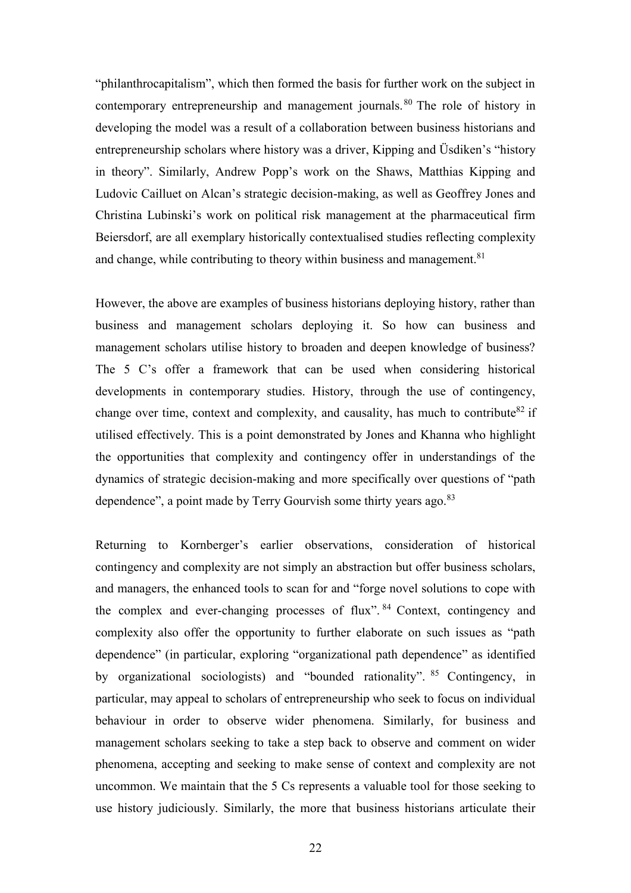"philanthrocapitalism", which then formed the basis for further work on the subject in contemporary entrepreneurship and management journals.[80] The role of history in developing the model was a result of a collaboration between business historians and entrepreneurship scholars where history was a driver, Kipping and Üsdiken's "history in theory". Similarly, Andrew Popp's work on the Shaws, Matthias Kipping and Ludovic Cailluet on Alcan's strategic decision-making, as well as Geoffrey Jones and Christina Lubinski's work on political risk management at the pharmaceutical firm Beiersdorf, are all exemplary historically contextualised studies reflecting complexity and change, while contributing to theory within business and management.[81]

However, the above are examples of business historians deploying history, rather than business and management scholars deploying it. So how can business and management scholars utilise history to broaden and deepen knowledge of business? The 5 C's offer a framework that can be used when considering historical developments in contemporary studies. History, through the use of contingency, change over time, context and complexity, and causality, has much to contribute[82] if utilised effectively. This is a point demonstrated by Jones and Khanna who highlight the opportunities that complexity and contingency offer in understandings of the dynamics of strategic decision-making and more specifically over questions of "path dependence", a point made by Terry Gourvish some thirty years ago.[83]

Returning to Kornberger's earlier observations, consideration of historical contingency and complexity are not simply an abstraction but offer business scholars, and managers, the enhanced tools to scan for and "forge novel solutions to cope with the complex and ever-changing processes of flux".[84] Context, contingency and complexity also offer the opportunity to further elaborate on such issues as "path dependence" (in particular, exploring "organizational path dependence" as identified by organizational sociologists) and "bounded rationality".[85] Contingency, in particular, may appeal to scholars of entrepreneurship who seek to focus on individual behaviour in order to observe wider phenomena. Similarly, for business and management scholars seeking to take a step back to observe and comment on wider phenomena, accepting and seeking to make sense of context and complexity are not uncommon. We maintain that the 5 Cs represents a valuable tool for those seeking to use history judiciously. Similarly, the more that business historians articulate their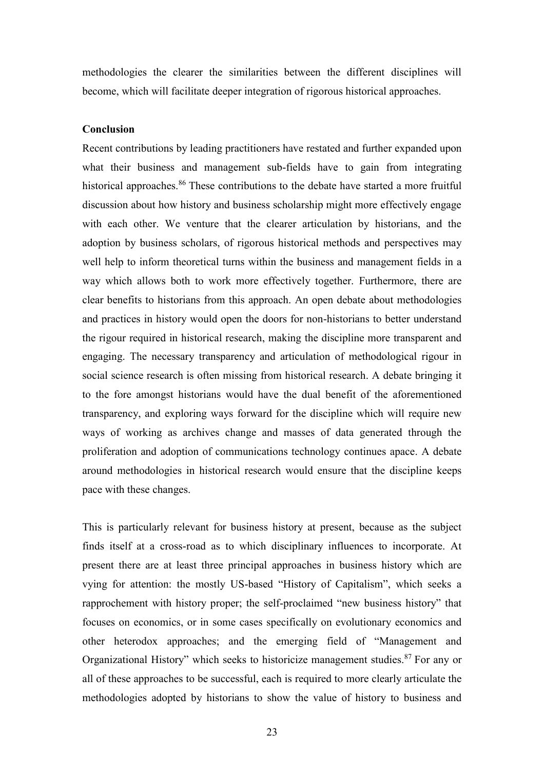methodologies the clearer the similarities between the different disciplines will become, which will facilitate deeper integration of rigorous historical approaches.

**Conclusion**

Recent contributions by leading practitioners have restated and further expanded upon what their business and management sub-fields have to gain from integrating historical approaches.[86] These contributions to the debate have started a more fruitful discussion about how history and business scholarship might more effectively engage with each other. We venture that the clearer articulation by historians, and the adoption by business scholars, of rigorous historical methods and perspectives may well help to inform theoretical turns within the business and management fields in a way which allows both to work more effectively together. Furthermore, there are clear benefits to historians from this approach. An open debate about methodologies and practices in history would open the doors for non-historians to better understand the rigour required in historical research, making the discipline more transparent and engaging. The necessary transparency and articulation of methodological rigour in social science research is often missing from historical research. A debate bringing it to the fore amongst historians would have the dual benefit of the aforementioned transparency, and exploring ways forward for the discipline which will require new ways of working as archives change and masses of data generated through the proliferation and adoption of communications technology continues apace. A debate around methodologies in historical research would ensure that the discipline keeps pace with these changes.

This is particularly relevant for business history at present, because as the subject finds itself at a cross-road as to which disciplinary influences to incorporate. At present there are at least three principal approaches in business history which are vying for attention: the mostly US-based "History of Capitalism", which seeks a rapprochement with history proper; the self-proclaimed "new business history" that focuses on economics, or in some cases specifically on evolutionary economics and other heterodox approaches; and the emerging field of "Management and Organizational History" which seeks to historicize management studies.[87] For any or all of these approaches to be successful, each is required to more clearly articulate the methodologies adopted by historians to show the value of history to business and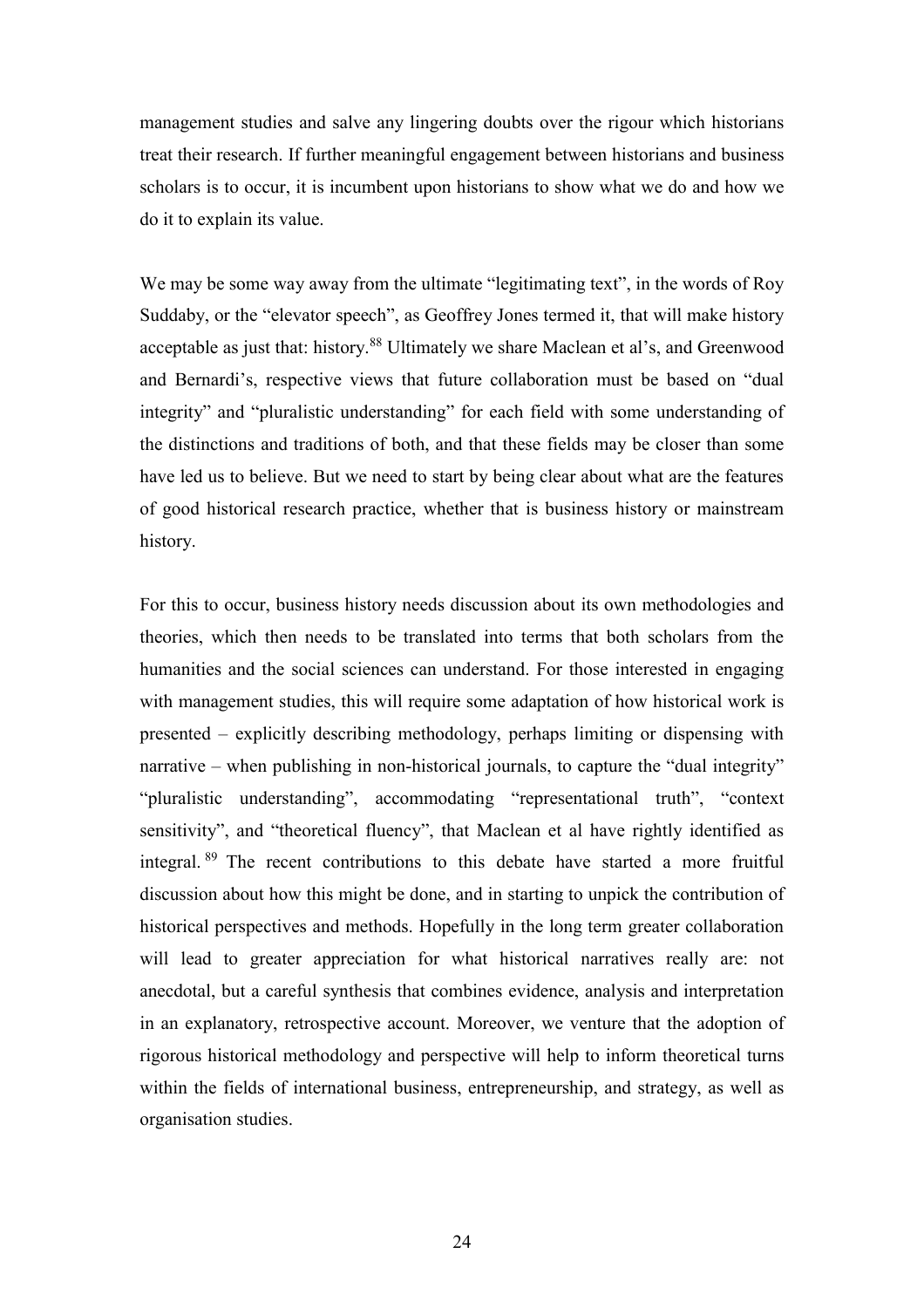management studies and salve any lingering doubts over the rigour which historians treat their research. If further meaningful engagement between historians and business scholars is to occur, it is incumbent upon historians to show what we do and how we do it to explain its value.

We may be some way away from the ultimate "legitimating text", in the words of Roy Suddaby, or the "elevator speech", as Geoffrey Jones termed it, that will make history acceptable as just that: history.[88] Ultimately we share Maclean et al's, and Greenwood and Bernardi's, respective views that future collaboration must be based on "dual integrity" and "pluralistic understanding" for each field with some understanding of the distinctions and traditions of both, and that these fields may be closer than some have led us to believe. But we need to start by being clear about what are the features of good historical research practice, whether that is business history or mainstream history.

For this to occur, business history needs discussion about its own methodologies and theories, which then needs to be translated into terms that both scholars from the humanities and the social sciences can understand. For those interested in engaging with management studies, this will require some adaptation of how historical work is presented – explicitly describing methodology, perhaps limiting or dispensing with narrative – when publishing in non-historical journals, to capture the "dual integrity" "pluralistic understanding", accommodating "representational truth", "context sensitivity", and "theoretical fluency", that Maclean et al have rightly identified as integral.[89] The recent contributions to this debate have started a more fruitful discussion about how this might be done, and in starting to unpick the contribution of historical perspectives and methods. Hopefully in the long term greater collaboration will lead to greater appreciation for what historical narratives really are: not anecdotal, but a careful synthesis that combines evidence, analysis and interpretation in an explanatory, retrospective account. Moreover, we venture that the adoption of rigorous historical methodology and perspective will help to inform theoretical turns within the fields of international business, entrepreneurship, and strategy, as well as organisation studies.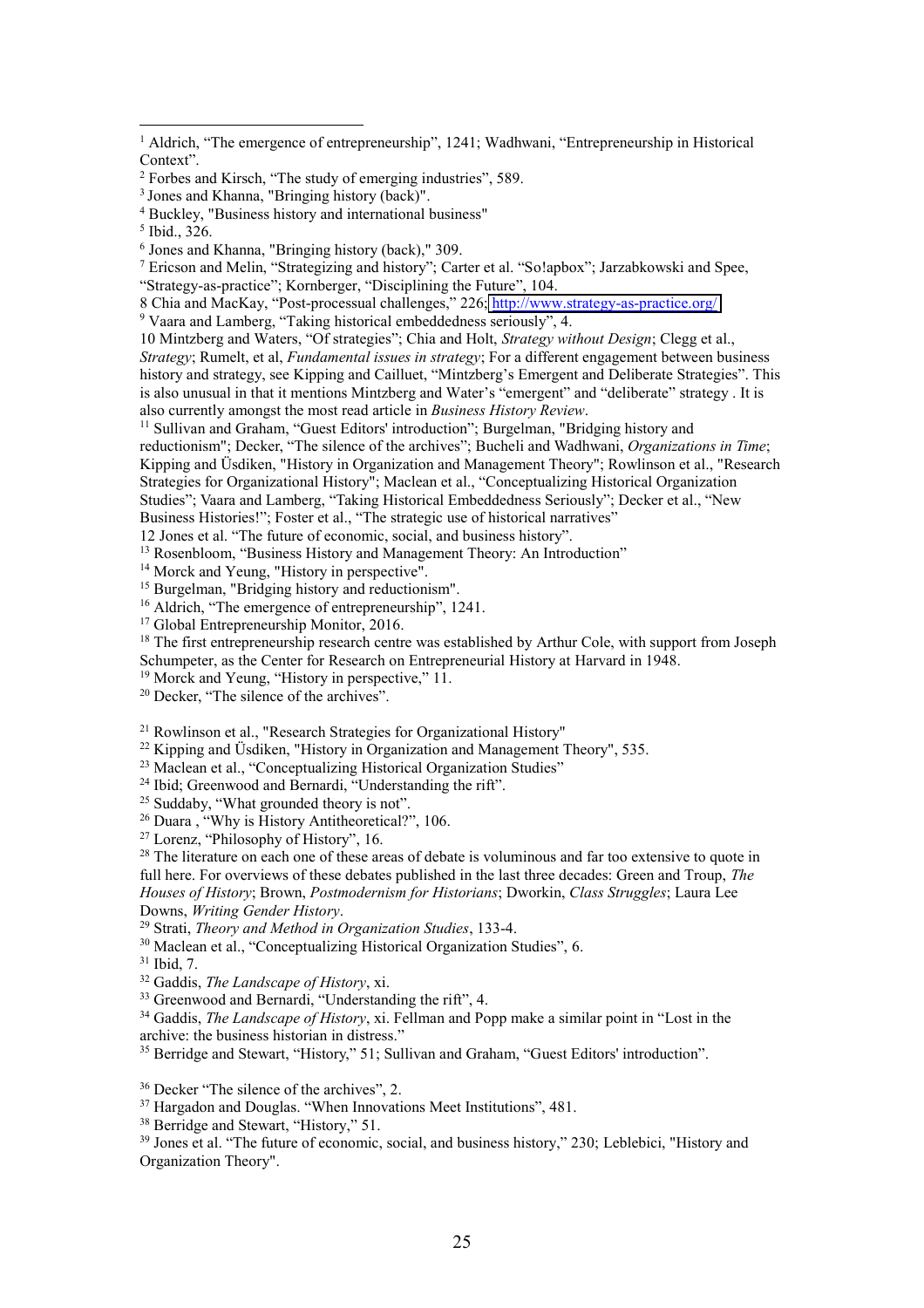[1] Aldrich, "The emergence of entrepreneurship", 1241; Wadhwani, "Entrepreneurship in Historical Context".

[2] Forbes and Kirsch, "The study of emerging industries", 589.

[3] Jones and Khanna, "Bringing history (back)".

[4] Buckley, "Business history and international business"

[5] Ibid., 326.

[6] Jones and Khanna, "Bringing history (back)," 309.

[7] Ericson and Melin, "Strategizing and history"; Carter et al. "So!apbox"; Jarzabkowski and Spee, "Strategy-as-practice"; Kornberger, "Disciplining the Future", 104.

8 Chia and MacKay, "Post-processual challenges," 226; http://www.strategy-as-practice.org/

[9] Vaara and Lamberg, "Taking historical embeddedness seriously", 4.

10 Mintzberg and Waters, "Of strategies"; Chia and Holt, *Strategy without Design*; Clegg et al., *Strategy*; Rumelt, et al, *Fundamental issues in strategy*; For a different engagement between business history and strategy, see Kipping and Cailluet, "Mintzberg's Emergent and Deliberate Strategies". This is also unusual in that it mentions Mintzberg and Water's "emergent" and "deliberate" strategy . It is also currently amongst the most read article in *Business History Review*.

[11] Sullivan and Graham, "Guest Editors' introduction"; Burgelman, "Bridging history and reductionism"; Decker, "The silence of the archives"; Bucheli and Wadhwani, *Organizations in Time*; Kipping and Üsdiken, "History in Organization and Management Theory"; Rowlinson et al., "Research Strategies for Organizational History"; Maclean et al., "Conceptualizing Historical Organization Studies"; Vaara and Lamberg, "Taking Historical Embeddedness Seriously"; Decker et al., "New Business Histories!"; Foster et al., "The strategic use of historical narratives"

12 Jones et al. "The future of economic, social, and business history".

[13] Rosenbloom, "Business History and Management Theory: An Introduction"

[14] Morck and Yeung, "History in perspective".

[15] Burgelman, "Bridging history and reductionism".

[16] Aldrich, "The emergence of entrepreneurship", 1241.

[17] Global Entrepreneurship Monitor, 2016.

[18] The first entrepreneurship research centre was established by Arthur Cole, with support from Joseph Schumpeter, as the Center for Research on Entrepreneurial History at Harvard in 1948.

[19] Morck and Yeung, "History in perspective," 11.

[20] Decker, "The silence of the archives".

[21] Rowlinson et al., "Research Strategies for Organizational History"

[22] Kipping and Üsdiken, "History in Organization and Management Theory", 535.

[23] Maclean et al., "Conceptualizing Historical Organization Studies"

[24] Ibid; Greenwood and Bernardi, "Understanding the rift".

[25] Suddaby, "What grounded theory is not".

[26] Duara , "Why is History Antitheoretical?", 106.

[27] Lorenz, "Philosophy of History", 16.

[28] The literature on each one of these areas of debate is voluminous and far too extensive to quote in full here. For overviews of these debates published in the last three decades: Green and Troup, *The Houses of History*; Brown, *Postmodernism for Historians*; Dworkin, *Class Struggles*; Laura Lee Downs, *Writing Gender History*.

[29] Strati, *Theory and Method in Organization Studies*, 133-4.

[30] Maclean et al., "Conceptualizing Historical Organization Studies", 6.

[31] Ibid, 7.

[32] Gaddis, *The Landscape of History*, xi.

[33] Greenwood and Bernardi, "Understanding the rift", 4.

[34] Gaddis, *The Landscape of History*, xi. Fellman and Popp make a similar point in "Lost in the archive: the business historian in distress."

[35] Berridge and Stewart, "History," 51; Sullivan and Graham, "Guest Editors' introduction".

[36] Decker "The silence of the archives", 2.

[37] Hargadon and Douglas. "When Innovations Meet Institutions", 481.

[38] Berridge and Stewart, "History," 51.

[39] Jones et al. "The future of economic, social, and business history," 230; Leblebici, "History and Organization Theory".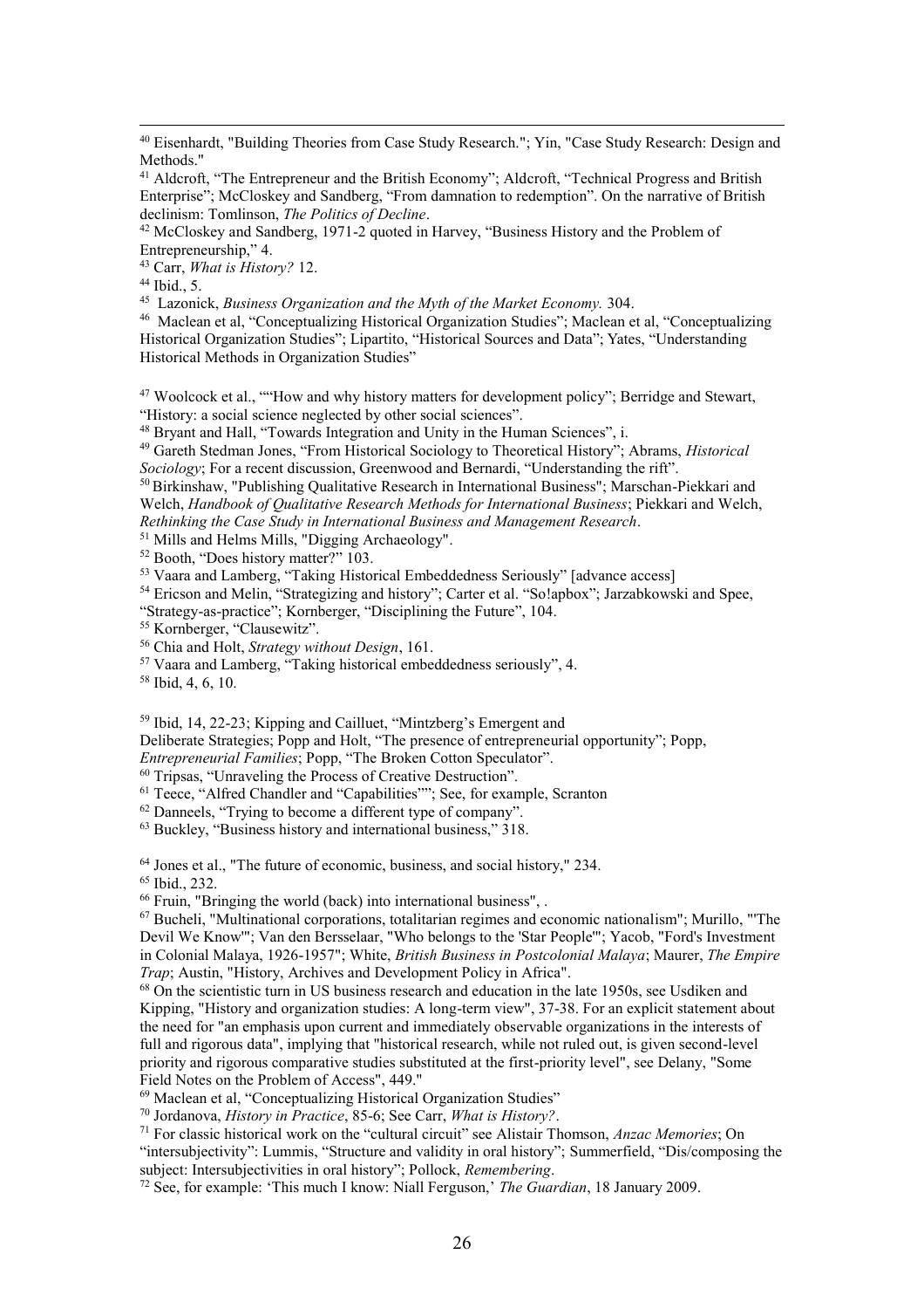[40] Eisenhardt, "Building Theories from Case Study Research."; Yin, "Case Study Research: Design and Methods."

[41] Aldcroft, "The Entrepreneur and the British Economy"; Aldcroft, "Technical Progress and British Enterprise"; McCloskey and Sandberg, "From damnation to redemption". On the narrative of British declinism: Tomlinson, *The Politics of Decline*.

[42] McCloskey and Sandberg, 1971-2 quoted in Harvey, "Business History and the Problem of Entrepreneurship," 4.

[43] Carr, *What is History?* 12.

[44] Ibid., 5.

[45] Lazonick, *Business Organization and the Myth of the Market Economy.* 304.

[46] Maclean et al, "Conceptualizing Historical Organization Studies"; Maclean et al, "Conceptualizing Historical Organization Studies"; Lipartito, "Historical Sources and Data"; Yates, "Understanding Historical Methods in Organization Studies"

[47] Woolcock et al., ""How and why history matters for development policy"; Berridge and Stewart, "History: a social science neglected by other social sciences".

[48] Bryant and Hall, "Towards Integration and Unity in the Human Sciences", i.

[49] Gareth Stedman Jones, "From Historical Sociology to Theoretical History"; Abrams, *Historical Sociology*; For a recent discussion, Greenwood and Bernardi, "Understanding the rift".

[50] Birkinshaw, "Publishing Qualitative Research in International Business"; Marschan-Piekkari and Welch, *Handbook of Qualitative Research Methods for International Business*; Piekkari and Welch, *Rethinking the Case Study in International Business and Management Research*.

[51] Mills and Helms Mills, "Digging Archaeology".

[52] Booth, "Does history matter?" 103.

[53] Vaara and Lamberg, "Taking Historical Embeddedness Seriously" [advance access]

[54] Ericson and Melin, "Strategizing and history"; Carter et al. "So!apbox"; Jarzabkowski and Spee, "Strategy-as-practice"; Kornberger, "Disciplining the Future", 104.

[55] Kornberger, "Clausewitz".

[56] Chia and Holt, *Strategy without Design*, 161.

[57] Vaara and Lamberg, "Taking historical embeddedness seriously", 4.

[58] Ibid, 4, 6, 10.

[59] Ibid, 14, 22-23; Kipping and Cailluet, "Mintzberg's Emergent and Deliberate Strategies; Popp and Holt, "The presence of entrepreneurial opportunity"; Popp, *Entrepreneurial Families*; Popp, "The Broken Cotton Speculator".

[60] Tripsas, "Unraveling the Process of Creative Destruction".

[61] Teece, "Alfred Chandler and "Capabilities""; See, for example, Scranton

[62] Danneels, "Trying to become a different type of company".

[63] Buckley, "Business history and international business," 318.

[64] Jones et al., "The future of economic, business, and social history," 234.

[65] Ibid., 232.

[66] Fruin, "Bringing the world (back) into international business", .

[67] Bucheli, "Multinational corporations, totalitarian regimes and economic nationalism"; Murillo, "'The Devil We Know'"; Van den Bersselaar, "Who belongs to the 'Star People'"; Yacob, "Ford's Investment in Colonial Malaya, 1926-1957"; White, *British Business in Postcolonial Malaya*; Maurer, *The Empire Trap*; Austin, "History, Archives and Development Policy in Africa".

[68] On the scientistic turn in US business research and education in the late 1950s, see Usdiken and Kipping, "History and organization studies: A long-term view", 37-38. For an explicit statement about the need for "an emphasis upon current and immediately observable organizations in the interests of full and rigorous data", implying that "historical research, while not ruled out, is given second-level priority and rigorous comparative studies substituted at the first-priority level", see Delany, "Some Field Notes on the Problem of Access", 449."

[69] Maclean et al, "Conceptualizing Historical Organization Studies"

[70] Jordanova, *History in Practice*, 85-6; See Carr, *What is History?*.

[71] For classic historical work on the "cultural circuit" see Alistair Thomson, *Anzac Memories*; On "intersubjectivity": Lummis, "Structure and validity in oral history"; Summerfield, "Dis/composing the subject: Intersubjectivities in oral history"; Pollock, *Remembering*.

[72] See, for example: 'This much I know: Niall Ferguson,' *The Guardian*, 18 January 2009.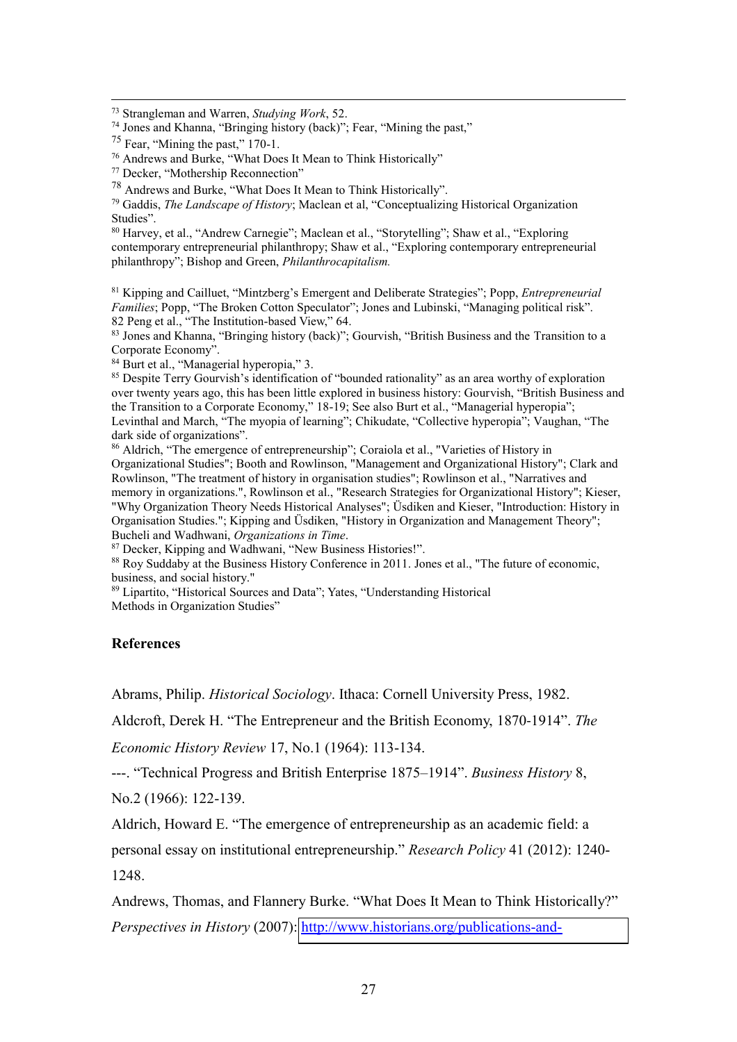[73] Strangleman and Warren, *Studying Work*, 52.

[74] Jones and Khanna, "Bringing history (back)"; Fear, "Mining the past,"

[75] Fear, "Mining the past," 170-1.

[76] Andrews and Burke, "What Does It Mean to Think Historically"

[77] Decker, "Mothership Reconnection"

[78] Andrews and Burke, "What Does It Mean to Think Historically".

[79] Gaddis, *The Landscape of History*; Maclean et al, "Conceptualizing Historical Organization Studies".

[80] Harvey, et al., "Andrew Carnegie"; Maclean et al., "Storytelling"; Shaw et al., "Exploring contemporary entrepreneurial philanthropy; Shaw et al., "Exploring contemporary entrepreneurial philanthropy"; Bishop and Green, *Philanthrocapitalism.*

[81] Kipping and Cailluet, "Mintzberg's Emergent and Deliberate Strategies"; Popp, *Entrepreneurial Families*; Popp, "The Broken Cotton Speculator"; Jones and Lubinski, "Managing political risk".

82 Peng et al., "The Institution-based View," 64.

[83] Jones and Khanna, "Bringing history (back)"; Gourvish, "British Business and the Transition to a Corporate Economy".

[84] Burt et al., "Managerial hyperopia," 3.

[85] Despite Terry Gourvish's identification of "bounded rationality" as an area worthy of exploration over twenty years ago, this has been little explored in business history: Gourvish, "British Business and the Transition to a Corporate Economy," 18-19; See also Burt et al., "Managerial hyperopia"; Levinthal and March, "The myopia of learning"; Chikudate, "Collective hyperopia"; Vaughan, "The dark side of organizations".

[86] Aldrich, "The emergence of entrepreneurship"; Coraiola et al., "Varieties of History in Organizational Studies"; Booth and Rowlinson, "Management and Organizational History"; Clark and Rowlinson, "The treatment of history in organisation studies"; Rowlinson et al., "Narratives and memory in organizations.", Rowlinson et al., "Research Strategies for Organizational History"; Kieser, "Why Organization Theory Needs Historical Analyses"; Üsdiken and Kieser, "Introduction: History in Organisation Studies."; Kipping and Üsdiken, "History in Organization and Management Theory"; Bucheli and Wadhwani, *Organizations in Time*.

[87] Decker, Kipping and Wadhwani, "New Business Histories!".

[88] Roy Suddaby at the Business History Conference in 2011. Jones et al., "The future of economic, business, and social history."

[89] Lipartito, "Historical Sources and Data"; Yates, "Understanding Historical Methods in Organization Studies"

## References

Abrams, Philip. *Historical Sociology*. Ithaca: Cornell University Press, 1982.

Aldcroft, Derek H. "The Entrepreneur and the British Economy, 1870-1914". *The Economic History Review* 17, No.1 (1964): 113-134.

---. "Technical Progress and British Enterprise 1875–1914". *Business History* 8, No.2 (1966): 122-139.

Aldrich, Howard E. "The emergence of entrepreneurship as an academic field: a personal essay on institutional entrepreneurship." *Research Policy* 41 (2012): 1240-1248.

Andrews, Thomas, and Flannery Burke. "What Does It Mean to Think Historically?" *Perspectives in History* (2007): http://www.historians.org/publications-and-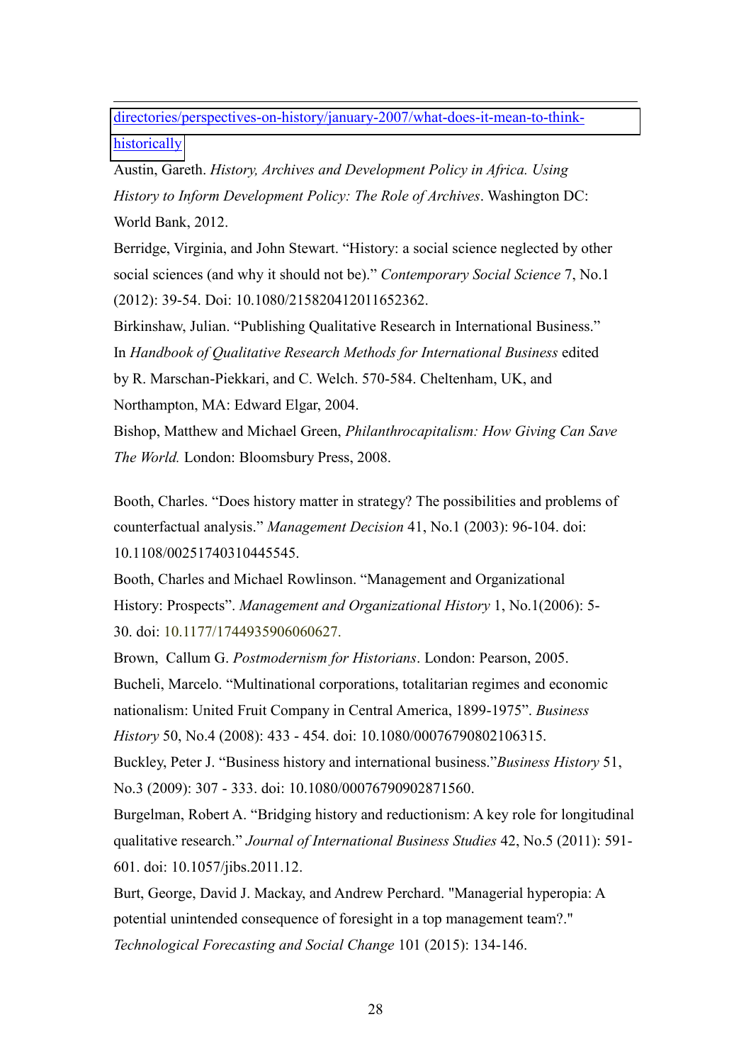directories/perspectives-on-history/january-2007/what-does-it-mean-to-think-historically

Austin, Gareth. *History, Archives and Development Policy in Africa. Using History to Inform Development Policy: The Role of Archives*. Washington DC: World Bank, 2012.

Berridge, Virginia, and John Stewart. "History: a social science neglected by other social sciences (and why it should not be)." *Contemporary Social Science* 7, No.1 (2012): 39-54. Doi: 10.1080/21582041.2011.652362.

Birkinshaw, Julian. "Publishing Qualitative Research in International Business." In *Handbook of Qualitative Research Methods for International Business* edited by R. Marschan-Piekkari, and C. Welch. 570-584. Cheltenham, UK, and Northampton, MA: Edward Elgar, 2004.

Bishop, Matthew and Michael Green, *Philanthrocapitalism: How Giving Can Save The World.* London: Bloomsbury Press, 2008.

Booth, Charles. "Does history matter in strategy? The possibilities and problems of counterfactual analysis." *Management Decision* 41, No.1 (2003): 96-104. doi: 10.1108/00251740310445545.

Booth, Charles and Michael Rowlinson. "Management and Organizational History: Prospects". *Management and Organizational History* 1, No.1(2006): 5-30. doi: 10.1177/1744935906060627.

Brown, Callum G. *Postmodernism for Historians*. London: Pearson, 2005.

Bucheli, Marcelo. "Multinational corporations, totalitarian regimes and economic nationalism: United Fruit Company in Central America, 1899-1975". *Business History* 50, No.4 (2008): 433 - 454. doi: 10.1080/00076790802106315.

Buckley, Peter J. "Business history and international business."*Business History* 51, No.3 (2009): 307 - 333. doi: 10.1080/00076790902871560.

Burgelman, Robert A. "Bridging history and reductionism: A key role for longitudinal qualitative research." *Journal of International Business Studies* 42, No.5 (2011): 591-601. doi: 10.1057/jibs.2011.12.

Burt, George, David J. Mackay, and Andrew Perchard. "Managerial hyperopia: A potential unintended consequence of foresight in a top management team?." *Technological Forecasting and Social Change* 101 (2015): 134-146.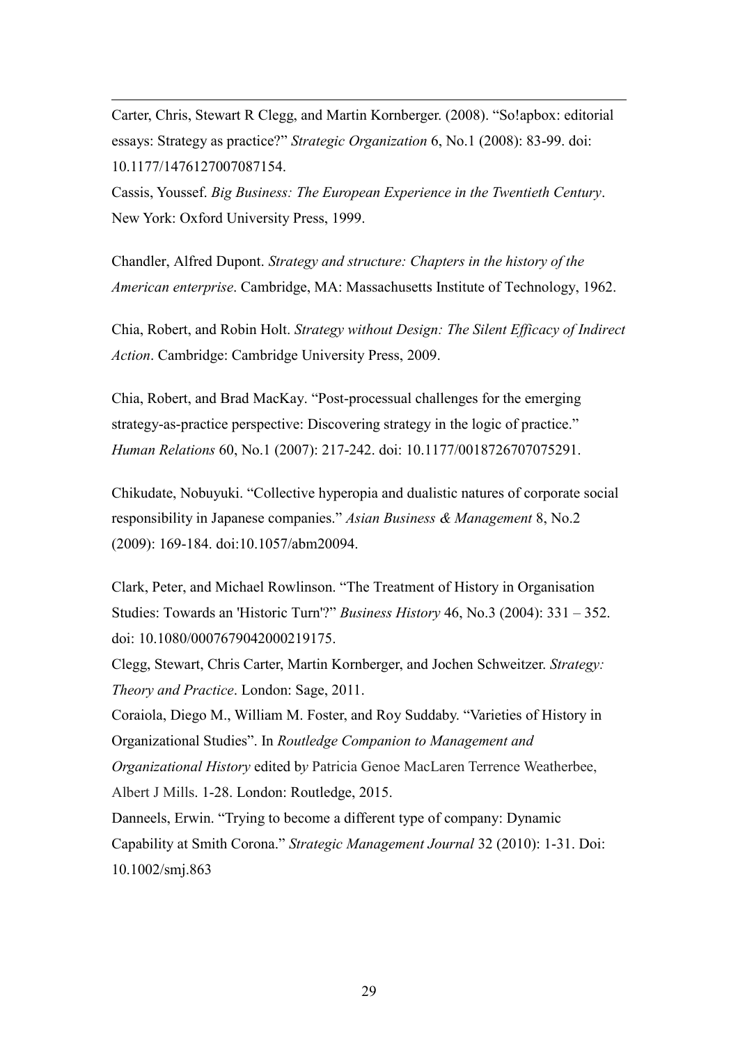Carter, Chris, Stewart R Clegg, and Martin Kornberger. (2008). "So!apbox: editorial essays: Strategy as practice?" *Strategic Organization* 6, No.1 (2008): 83-99. doi: 10.1177/1476127007087154.

Cassis, Youssef. *Big Business: The European Experience in the Twentieth Century*. New York: Oxford University Press, 1999.

Chandler, Alfred Dupont. *Strategy and structure: Chapters in the history of the American enterprise*. Cambridge, MA: Massachusetts Institute of Technology, 1962.

Chia, Robert, and Robin Holt. *Strategy without Design: The Silent Efficacy of Indirect Action*. Cambridge: Cambridge University Press, 2009.

Chia, Robert, and Brad MacKay. "Post-processual challenges for the emerging strategy-as-practice perspective: Discovering strategy in the logic of practice." *Human Relations* 60, No.1 (2007): 217-242. doi: 10.1177/0018726707075291.

Chikudate, Nobuyuki. "Collective hyperopia and dualistic natures of corporate social responsibility in Japanese companies." *Asian Business & Management* 8, No.2 (2009): 169-184. doi:10.1057/abm20094.

Clark, Peter, and Michael Rowlinson. "The Treatment of History in Organisation Studies: Towards an 'Historic Turn'?" *Business History* 46, No.3 (2004): 331 – 352. doi: 10.1080/0007679042000219175.

Clegg, Stewart, Chris Carter, Martin Kornberger, and Jochen Schweitzer. *Strategy: Theory and Practice*. London: Sage, 2011.

Coraiola, Diego M., William M. Foster, and Roy Suddaby. "Varieties of History in Organizational Studies". In *Routledge Companion to Management and Organizational History* edited b*y* Patricia Genoe MacLaren Terrence Weatherbee, Albert J Mills. 1-28. London: Routledge, 2015.

Danneels, Erwin. "Trying to become a different type of company: Dynamic Capability at Smith Corona." *Strategic Management Journal* 32 (2010): 1-31. Doi: 10.1002/smj.863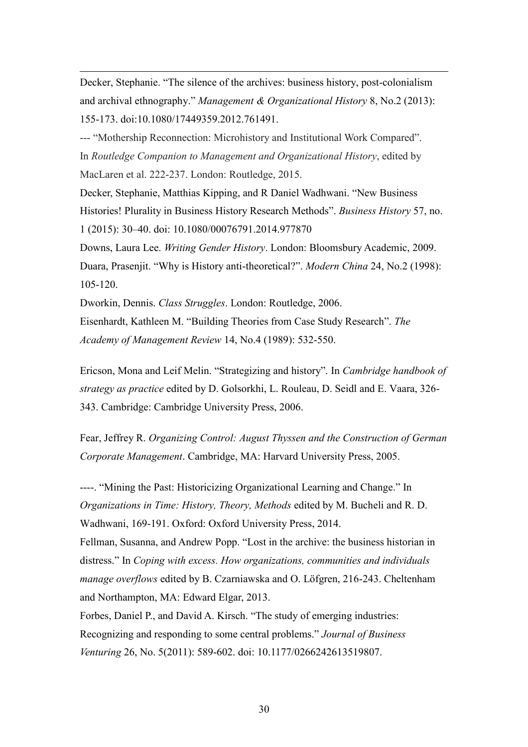Decker, Stephanie. "The silence of the archives: business history, post-colonialism and archival ethnography." *Management & Organizational History* 8, No.2 (2013): 155-173. doi:10.1080/17449359.2012.761491.

--- "Mothership Reconnection: Microhistory and Institutional Work Compared". In *Routledge Companion to Management and Organizational History*, edited by MacLaren et al. 222-237. London: Routledge, 2015.

Decker, Stephanie, Matthias Kipping, and R Daniel Wadhwani. "New Business Histories! Plurality in Business History Research Methods". *Business History* 57, no. 1 (2015): 30–40. doi: 10.1080/00076791.2014.977870

Downs, Laura Lee. *Writing Gender History*. London: Bloomsbury Academic, 2009.

Duara, Prasenjit. "Why is History anti-theoretical?". *Modern China* 24, No.2 (1998): 105-120.

Dworkin, Dennis. *Class Struggles*. London: Routledge, 2006.

Eisenhardt, Kathleen M. "Building Theories from Case Study Research". *The Academy of Management Review* 14, No.4 (1989): 532-550.

Ericson, Mona and Leif Melin. "Strategizing and history". In *Cambridge handbook of strategy as practice* edited by D. Golsorkhi, L. Rouleau, D. Seidl and E. Vaara, 326-343. Cambridge: Cambridge University Press, 2006.

Fear, Jeffrey R. *Organizing Control: August Thyssen and the Construction of German Corporate Management*. Cambridge, MA: Harvard University Press, 2005.

----. "Mining the Past: Historicizing Organizational Learning and Change." In *Organizations in Time: History, Theory, Methods* edited by M. Bucheli and R. D. Wadhwani, 169-191. Oxford: Oxford University Press, 2014.

Fellman, Susanna, and Andrew Popp. "Lost in the archive: the business historian in distress." In *Coping with excess. How organizations, communities and individuals manage overflows* edited by B. Czarniawska and O. Löfgren, 216-243. Cheltenham and Northampton, MA: Edward Elgar, 2013.

Forbes, Daniel P., and David A. Kirsch. "The study of emerging industries: Recognizing and responding to some central problems." *Journal of Business Venturing* 26, No. 5(2011): 589-602. doi: 10.1177/0266242613519807.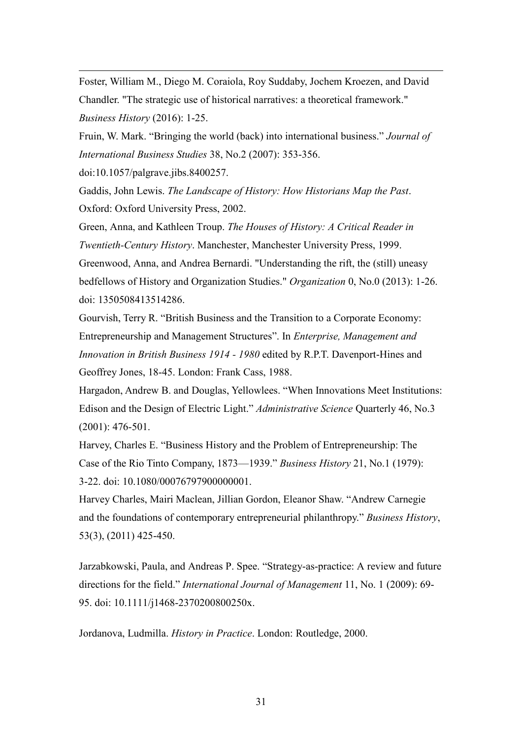Foster, William M., Diego M. Coraiola, Roy Suddaby, Jochem Kroezen, and David Chandler. "The strategic use of historical narratives: a theoretical framework." *Business History* (2016): 1-25.

Fruin, W. Mark. "Bringing the world (back) into international business." *Journal of International Business Studies* 38, No.2 (2007): 353-356. doi:10.1057/palgrave.jibs.8400257.

Gaddis, John Lewis. *The Landscape of History: How Historians Map the Past*. Oxford: Oxford University Press, 2002.

Green, Anna, and Kathleen Troup. *The Houses of History: A Critical Reader in Twentieth-Century History*. Manchester, Manchester University Press, 1999.

Greenwood, Anna, and Andrea Bernardi. "Understanding the rift, the (still) uneasy bedfellows of History and Organization Studies." *Organization* 0, No.0 (2013): 1-26. doi: 1350508413514286.

Gourvish, Terry R. "British Business and the Transition to a Corporate Economy: Entrepreneurship and Management Structures". In *Enterprise, Management and Innovation in British Business 1914 - 1980* edited by R.P.T. Davenport-Hines and Geoffrey Jones, 18-45. London: Frank Cass, 1988.

Hargadon, Andrew B. and Douglas, Yellowlees. "When Innovations Meet Institutions: Edison and the Design of Electric Light." *Administrative Science* Quarterly 46, No.3 (2001): 476-501.

Harvey, Charles E. "Business History and the Problem of Entrepreneurship: The Case of the Rio Tinto Company, 1873—1939." *Business History* 21, No.1 (1979): 3-22. doi: 10.1080/00076797900000001.

Harvey Charles, Mairi Maclean, Jillian Gordon, Eleanor Shaw. "Andrew Carnegie and the foundations of contemporary entrepreneurial philanthropy." *Business History*, 53(3), (2011) 425-450.

Jarzabkowski, Paula, and Andreas P. Spee. "Strategy-as-practice: A review and future directions for the field." *International Journal of Management* 11, No. 1 (2009): 69-95. doi: 10.1111/j1468-2370200800250x.

Jordanova, Ludmilla. *History in Practice*. London: Routledge, 2000.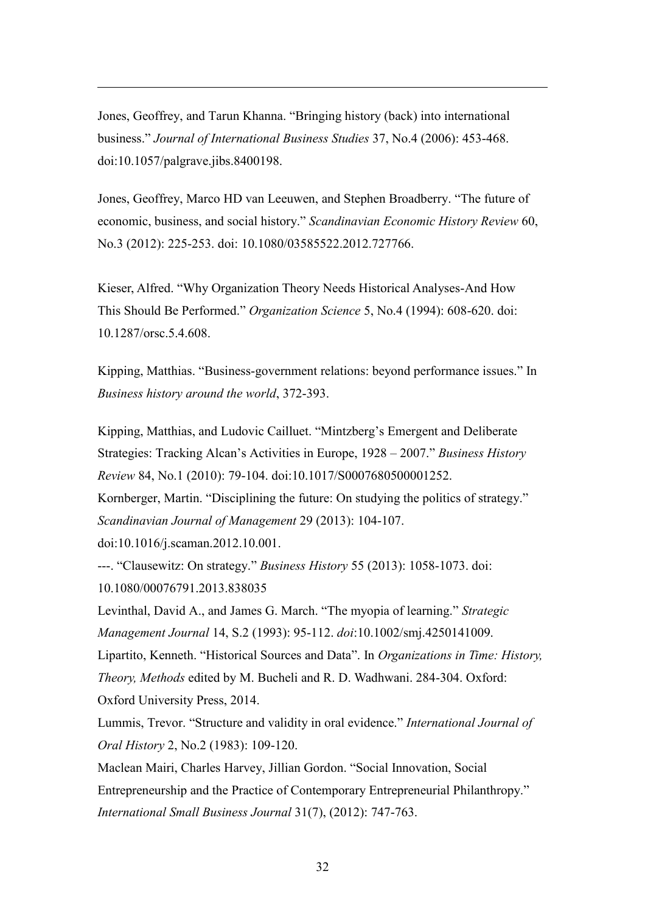Jones, Geoffrey, and Tarun Khanna. “Bringing history (back) into international business.” *Journal of International Business Studies* 37, No.4 (2006): 453-468. doi:10.1057/palgrave.jibs.8400198.

Jones, Geoffrey, Marco HD van Leeuwen, and Stephen Broadberry. “The future of economic, business, and social history.” *Scandinavian Economic History Review* 60, No.3 (2012): 225-253. doi: 10.1080/03585522.2012.727766.

Kieser, Alfred. “Why Organization Theory Needs Historical Analyses-And How This Should Be Performed.” *Organization Science* 5, No.4 (1994): 608-620. doi: 10.1287/orsc.5.4.608.

Kipping, Matthias. “Business-government relations: beyond performance issues.” In *Business history around the world*, 372-393.

Kipping, Matthias, and Ludovic Cailluet. “Mintzberg’s Emergent and Deliberate Strategies: Tracking Alcan’s Activities in Europe, 1928 – 2007.” *Business History Review* 84, No.1 (2010): 79-104. doi:10.1017/S0007680500001252.

Kornberger, Martin. “Disciplining the future: On studying the politics of strategy.” *Scandinavian Journal of Management* 29 (2013): 104-107. doi:10.1016/j.scaman.2012.10.001.

---. “Clausewitz: On strategy.” *Business History* 55 (2013): 1058-1073. doi: 10.1080/00076791.2013.838035

Levinthal, David A., and James G. March. “The myopia of learning.” *Strategic Management Journal* 14, S.2 (1993): 95-112. *doi*:10.1002/smj.4250141009.

Lipartito, Kenneth. “Historical Sources and Data”. In *Organizations in Time: History, Theory, Methods* edited by M. Bucheli and R. D. Wadhwani. 284-304. Oxford: Oxford University Press, 2014.

Lummis, Trevor. “Structure and validity in oral evidence.” *International Journal of Oral History* 2, No.2 (1983): 109-120.

Maclean Mairi, Charles Harvey, Jillian Gordon. “Social Innovation, Social Entrepreneurship and the Practice of Contemporary Entrepreneurial Philanthropy.” *International Small Business Journal* 31(7), (2012): 747-763.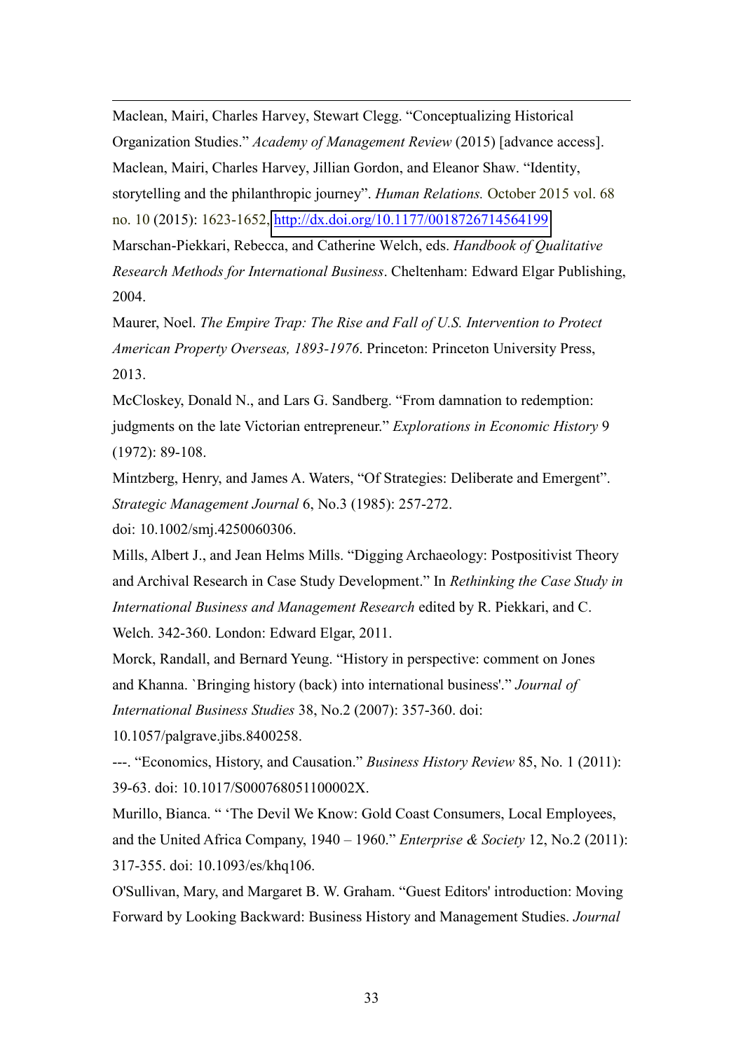Maclean, Mairi, Charles Harvey, Stewart Clegg. “Conceptualizing Historical Organization Studies.” *Academy of Management Review* (2015) [advance access].

Maclean, Mairi, Charles Harvey, Jillian Gordon, and Eleanor Shaw. “Identity, storytelling and the philanthropic journey”. *Human Relations.* October 2015 vol. 68 no. 10 (2015): 1623-1652, http://dx.doi.org/10.1177/0018726714564199

Marschan-Piekkari, Rebecca, and Catherine Welch, eds. *Handbook of Qualitative Research Methods for International Business*. Cheltenham: Edward Elgar Publishing, 2004.

Maurer, Noel. *The Empire Trap: The Rise and Fall of U.S. Intervention to Protect American Property Overseas, 1893-1976*. Princeton: Princeton University Press, 2013.

McCloskey, Donald N., and Lars G. Sandberg. “From damnation to redemption: judgments on the late Victorian entrepreneur.” *Explorations in Economic History* 9 (1972): 89-108.

Mintzberg, Henry, and James A. Waters, “Of Strategies: Deliberate and Emergent”. *Strategic Management Journal* 6, No.3 (1985): 257-272. doi: 10.1002/smj.4250060306.

Mills, Albert J., and Jean Helms Mills. “Digging Archaeology: Postpositivist Theory and Archival Research in Case Study Development.” In *Rethinking the Case Study in International Business and Management Research* edited by R. Piekkari, and C. Welch. 342-360. London: Edward Elgar, 2011.

Morck, Randall, and Bernard Yeung. “History in perspective: comment on Jones and Khanna. `Bringing history (back) into international business'.” *Journal of International Business Studies* 38, No.2 (2007): 357-360. doi: 10.1057/palgrave.jibs.8400258.

---. “Economics, History, and Causation.” *Business History Review* 85, No. 1 (2011): 39-63. doi: 10.1017/S000768051100002X.

Murillo, Bianca. “ ‘The Devil We Know: Gold Coast Consumers, Local Employees, and the United Africa Company, 1940 – 1960.” *Enterprise & Society* 12, No.2 (2011): 317-355. doi: 10.1093/es/khq106.

O'Sullivan, Mary, and Margaret B. W. Graham. “Guest Editors' introduction: Moving Forward by Looking Backward: Business History and Management Studies. *Journal*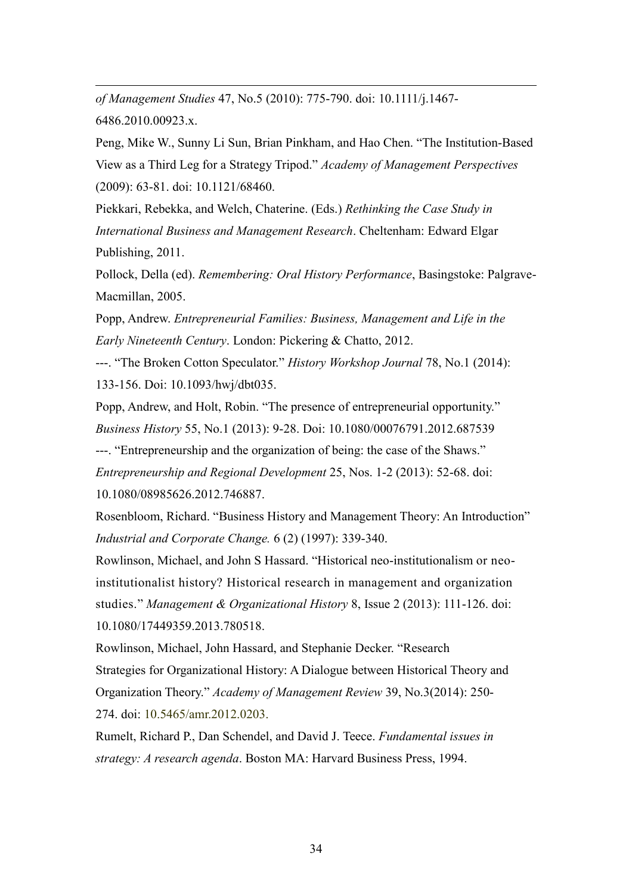*of Management Studies* 47, No.5 (2010): 775-790. doi: 10.1111/j.1467-6486.2010.00923.x.

Peng, Mike W., Sunny Li Sun, Brian Pinkham, and Hao Chen. "The Institution-Based View as a Third Leg for a Strategy Tripod." *Academy of Management Perspectives* (2009): 63-81. doi: 10.1121/68460.

Piekkari, Rebekka, and Welch, Chaterine. (Eds.) *Rethinking the Case Study in International Business and Management Research*. Cheltenham: Edward Elgar Publishing, 2011.

Pollock, Della (ed). *Remembering: Oral History Performance*, Basingstoke: Palgrave-Macmillan, 2005.

Popp, Andrew. *Entrepreneurial Families: Business, Management and Life in the Early Nineteenth Century*. London: Pickering & Chatto, 2012.

---. "The Broken Cotton Speculator." *History Workshop Journal* 78, No.1 (2014): 133-156. Doi: 10.1093/hwj/dbt035.

Popp, Andrew, and Holt, Robin. "The presence of entrepreneurial opportunity." *Business History* 55, No.1 (2013): 9-28. Doi: 10.1080/00076791.2012.687539

---. "Entrepreneurship and the organization of being: the case of the Shaws." *Entrepreneurship and Regional Development* 25, Nos. 1-2 (2013): 52-68. doi: 10.1080/08985626.2012.746887.

Rosenbloom, Richard. "Business History and Management Theory: An Introduction" *Industrial and Corporate Change.* 6 (2) (1997): 339-340.

Rowlinson, Michael, and John S Hassard. "Historical neo-institutionalism or neo-institutionalist history? Historical research in management and organization studies." *Management & Organizational History* 8, Issue 2 (2013): 111-126. doi: 10.1080/17449359.2013.780518.

Rowlinson, Michael, John Hassard, and Stephanie Decker. "Research Strategies for Organizational History: A Dialogue between Historical Theory and Organization Theory." *Academy of Management Review* 39, No.3(2014): 250-274. doi: 10.5465/amr.2012.0203.

Rumelt, Richard P., Dan Schendel, and David J. Teece. *Fundamental issues in strategy: A research agenda*. Boston MA: Harvard Business Press, 1994.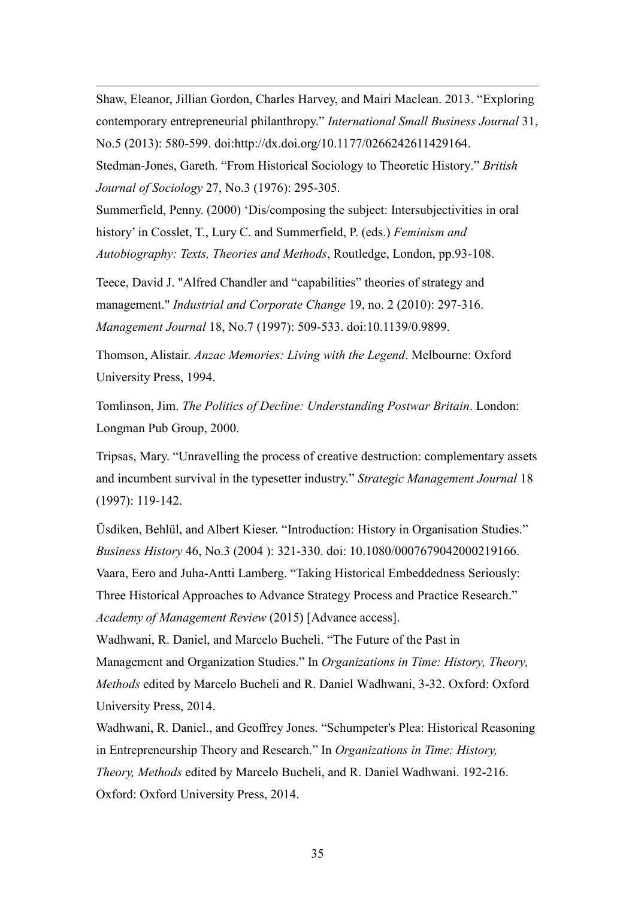Shaw, Eleanor, Jillian Gordon, Charles Harvey, and Mairi Maclean. 2013. "Exploring contemporary entrepreneurial philanthropy." *International Small Business Journal* 31, No.5 (2013): 580-599. doi:http://dx.doi.org/10.1177/0266242611429164.

Stedman-Jones, Gareth. "From Historical Sociology to Theoretic History." *British Journal of Sociology* 27, No.3 (1976): 295-305.

Summerfield, Penny. (2000) 'Dis/composing the subject: Intersubjectivities in oral history' in Cosslet, T., Lury C. and Summerfield, P. (eds.) *Feminism and Autobiography: Texts, Theories and Methods*, Routledge, London, pp.93-108.

Teece, David J. "Alfred Chandler and "capabilities" theories of strategy and management." *Industrial and Corporate Change* 19, no. 2 (2010): 297-316. *Management Journal* 18, No.7 (1997): 509-533. doi:10.1139/0.9899.

Thomson, Alistair. *Anzac Memories: Living with the Legend*. Melbourne: Oxford University Press, 1994.

Tomlinson, Jim. *The Politics of Decline: Understanding Postwar Britain*. London: Longman Pub Group, 2000.

Tripsas, Mary. "Unravelling the process of creative destruction: complementary assets and incumbent survival in the typesetter industry." *Strategic Management Journal* 18 (1997): 119-142.

Üsdiken, Behlül, and Albert Kieser. "Introduction: History in Organisation Studies." *Business History* 46, No.3 (2004 ): 321-330. doi: 10.1080/0007679042000219166.

Vaara, Eero and Juha-Antti Lamberg. "Taking Historical Embeddedness Seriously: Three Historical Approaches to Advance Strategy Process and Practice Research." *Academy of Management Review* (2015) [Advance access].

Wadhwani, R. Daniel, and Marcelo Bucheli. "The Future of the Past in Management and Organization Studies." In *Organizations in Time: History, Theory, Methods* edited by Marcelo Bucheli and R. Daniel Wadhwani, 3-32. Oxford: Oxford University Press, 2014.

Wadhwani, R. Daniel., and Geoffrey Jones. "Schumpeter's Plea: Historical Reasoning in Entrepreneurship Theory and Research." In *Organizations in Time: History, Theory, Methods* edited by Marcelo Bucheli, and R. Daniel Wadhwani. 192-216. Oxford: Oxford University Press, 2014.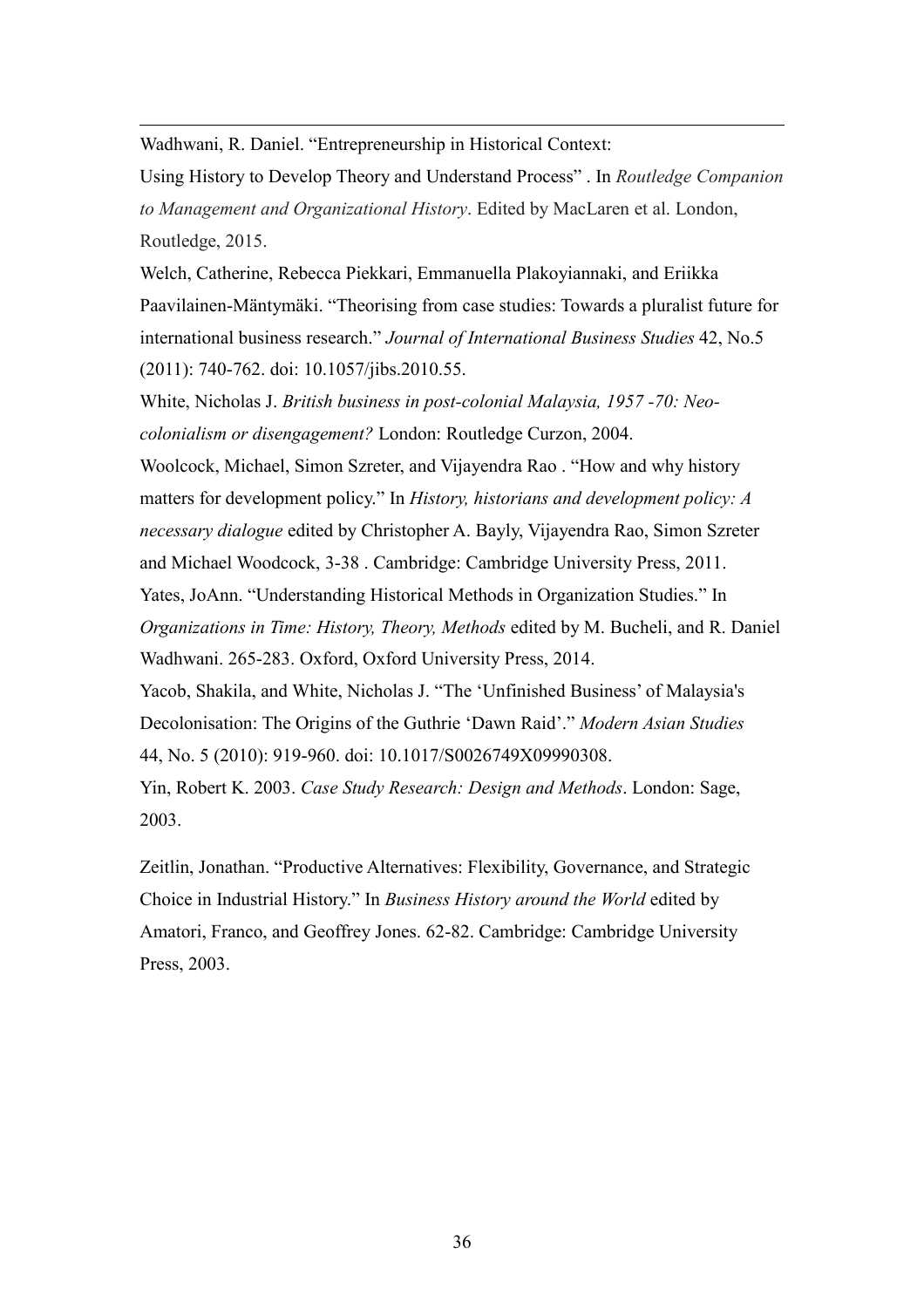Wadhwani, R. Daniel. “Entrepreneurship in Historical Context: Using History to Develop Theory and Understand Process” . In *Routledge Companion to Management and Organizational History*. Edited by MacLaren et al. London, Routledge, 2015.

Welch, Catherine, Rebecca Piekkari, Emmanuella Plakoyiannaki, and Eriikka Paavilainen-Mäntymäki. “Theorising from case studies: Towards a pluralist future for international business research.” *Journal of International Business Studies* 42, No.5 (2011): 740-762. doi: 10.1057/jibs.2010.55.

White, Nicholas J. *British business in post-colonial Malaysia, 1957 -70: Neo-colonialism or disengagement?* London: Routledge Curzon, 2004.

Woolcock, Michael, Simon Szreter, and Vijayendra Rao . “How and why history matters for development policy.” In *History, historians and development policy: A necessary dialogue* edited by Christopher A. Bayly, Vijayendra Rao, Simon Szreter and Michael Woodcock, 3-38 . Cambridge: Cambridge University Press, 2011.

Yates, JoAnn. “Understanding Historical Methods in Organization Studies.” In *Organizations in Time: History, Theory, Methods* edited by M. Bucheli, and R. Daniel Wadhwani. 265-283. Oxford, Oxford University Press, 2014.

Yacob, Shakila, and White, Nicholas J. “The ‘Unfinished Business’ of Malaysia's Decolonisation: The Origins of the Guthrie ‘Dawn Raid’.” *Modern Asian Studies* 44, No. 5 (2010): 919-960. doi: 10.1017/S0026749X09990308.

Yin, Robert K. 2003. *Case Study Research: Design and Methods*. London: Sage, 2003.

Zeitlin, Jonathan. “Productive Alternatives: Flexibility, Governance, and Strategic Choice in Industrial History.” In *Business History around the World* edited by Amatori, Franco, and Geoffrey Jones. 62-82. Cambridge: Cambridge University Press, 2003.